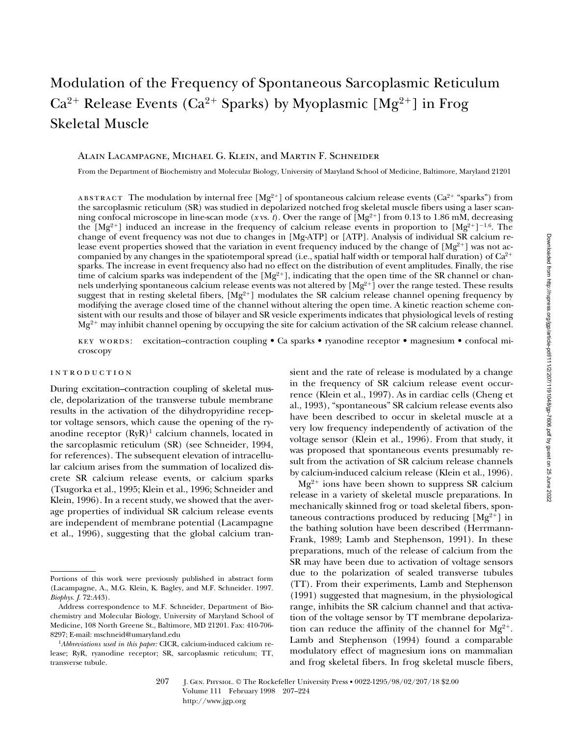# Modulation of the Frequency of Spontaneous Sarcoplasmic Reticulum $Ca^{2+}$ Release Events ($Ca^{2+}$ Sparks) by Myoplasmic [$Mg^{2+}$] in Frog Skeletal Muscle

Alain Lacampagne, Michael G. Klein, and Martin F. Schneider

From the Department of Biochemistry and Molecular Biology, University of Maryland School of Medicine, Baltimore, Maryland 21201

abstract The modulation by internal free [$Mg^{2+}$] of spontaneous calcium release events ($Ca^{2+}$ "sparks") from the sarcoplasmic reticulum (SR) was studied in depolarized notched frog skeletal muscle fibers using a laser scanning confocal microscope in line-scan mode (*x* vs. *t*). Over the range of [$Mg^{2+}$] from 0.13 to 1.86 mM, decreasing the [$Mg^{2+}$] induced an increase in the frequency of calcium release events in proportion to $[Mg^{2+}]^{-1.6}$. The change of event frequency was not due to changes in [Mg-ATP] or [ATP]. Analysis of individual SR calcium release event properties showed that the variation in event frequency induced by the change of [$Mg^{2+}$] was not accompanied by any changes in the spatiotemporal spread (i.e., spatial half width or temporal half duration) of $Ca^{2+}$ sparks. The increase in event frequency also had no effect on the distribution of event amplitudes. Finally, the rise time of calcium sparks was independent of the [$Mg^{2+}$], indicating that the open time of the SR channel or channels underlying spontaneous calcium release events was not altered by [$Mg^{2+}$] over the range tested. These results suggest that in resting skeletal fibers, [$Mg^{2+}$] modulates the SR calcium release channel opening frequency by modifying the average closed time of the channel without altering the open time. A kinetic reaction scheme consistent with our results and those of bilayer and SR vesicle experiments indicates that physiological levels of resting $Mg^{2+}$ may inhibit channel opening by occupying the site for calcium activation of the SR calcium release channel.

key words: excitation–contraction coupling • Ca sparks • ryanodine receptor • magnesium • confocal microscopy

## INTRODUCTION

During excitation–contraction coupling of skeletal muscle, depolarization of the transverse tubule membrane results in the activation of the dihydropyridine receptor voltage sensors, which cause the opening of the ryanodine receptor (RyR)[1] calcium channels, located in the sarcoplasmic reticulum (SR) (see Schneider, 1994, for references). The subsequent elevation of intracellular calcium arises from the summation of localized discrete SR calcium release events, or calcium sparks (Tsugorka et al., 1995; Klein et al., 1996; Schneider and Klein, 1996). In a recent study, we showed that the average properties of individual SR calcium release events are independent of membrane potential (Lacampagne et al., 1996), suggesting that the global calcium transient and the rate of release is modulated by a change in the frequency of SR calcium release event occurrence (Klein et al., 1997). As in cardiac cells (Cheng et al., 1993), "spontaneous" SR calcium release events also have been described to occur in skeletal muscle at a very low frequency independently of activation of the voltage sensor (Klein et al., 1996). From that study, it was proposed that spontaneous events presumably result from the activation of SR calcium release channels by calcium-induced calcium release (Klein et al., 1996).

$Mg^{2+}$ ions have been shown to suppress SR calcium release in a variety of skeletal muscle preparations. In mechanically skinned frog or toad skeletal fibers, spontaneous contractions produced by reducing [$Mg^{2+}$] in the bathing solution have been described (Herrmann-Frank, 1989; Lamb and Stephenson, 1991). In these preparations, much of the release of calcium from the SR may have been due to activation of voltage sensors due to the polarization of sealed transverse tubules (TT). From their experiments, Lamb and Stephenson (1991) suggested that magnesium, in the physiological range, inhibits the SR calcium channel and that activation of the voltage sensor by TT membrane depolarization can reduce the affinity of the channel for $Mg^{2+}$. Lamb and Stephenson (1994) found a comparable modulatory effect of magnesium ions on mammalian and frog skeletal fibers. In frog skeletal muscle fibers,

---

Portions of this work were previously published in abstract form (Lacampagne, A., M.G. Klein, K. Bagley, and M.F. Schneider. 1997. *Biophys. J.* 72:A43).

Address correspondence to M.F. Schneider, Department of Biochemistry and Molecular Biology, University of Maryland School of Medicine, 108 North Greene St., Baltimore, MD 21201. Fax: 410-706-8297; E-mail: mschneid@umaryland.edu

[1] *Abbreviations used in this paper:* CICR, calcium-induced calcium release; RyR, ryanodine receptor; SR, sarcoplasmic reticulum; TT, transverse tubule.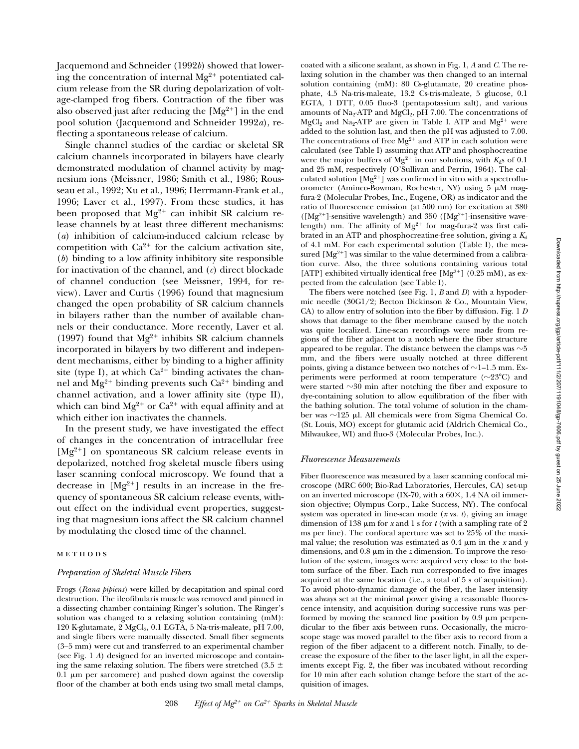Jacquemond and Schneider (1992*b*) showed that lowering the concentration of internal $Mg^{2+}$ potentiated calcium release from the SR during depolarization of voltage-clamped frog fibers. Contraction of the fiber was also observed just after reducing the $[Mg^{2+}]$ in the end pool solution (Jacquemond and Schneider 1992*a*), reflecting a spontaneous release of calcium.

Single channel studies of the cardiac or skeletal SR calcium channels incorporated in bilayers have clearly demonstrated modulation of channel activity by magnesium ions (Meissner, 1986; Smith et al., 1986; Rousseau et al., 1992; Xu et al., 1996; Herrmann-Frank et al., 1996; Laver et al., 1997). From these studies, it has been proposed that $Mg^{2+}$ can inhibit SR calcium release channels by at least three different mechanisms: (*a*) inhibition of calcium-induced calcium release by competition with $Ca^{2+}$ for the calcium activation site, (*b*) binding to a low affinity inhibitory site responsible for inactivation of the channel, and (*c*) direct blockade of channel conduction (see Meissner, 1994, for review). Laver and Curtis (1996) found that magnesium changed the open probability of SR calcium channels in bilayers rather than the number of available channels or their conductance. More recently, Laver et al. (1997) found that $Mg^{2+}$ inhibits SR calcium channels incorporated in bilayers by two different and independent mechanisms, either by binding to a higher affinity site (type I), at which $Ca^{2+}$ binding activates the channel and $Mg^{2+}$ binding prevents such $Ca^{2+}$ binding and channel activation, and a lower affinity site (type II), which can bind $Mg^{2+}$ or $Ca^{2+}$ with equal affinity and at which either ion inactivates the channels.

In the present study, we have investigated the effect of changes in the concentration of intracellular free $[Mg^{2+}]$ on spontaneous SR calcium release events in depolarized, notched frog skeletal muscle fibers using laser scanning confocal microscopy. We found that a decrease in $[Mg^{2+}]$ results in an increase in the frequency of spontaneous SR calcium release events, without effect on the individual event properties, suggesting that magnesium ions affect the SR calcium channel by modulating the closed time of the channel.

## METHODS

### *Preparation of Skeletal Muscle Fibers*

Frogs (*Rana pipiens*) were killed by decapitation and spinal cord destruction. The ileofibularis muscle was removed and pinned in a dissecting chamber containing Ringer's solution. The Ringer's solution was changed to a relaxing solution containing (mM): 120 K-glutamate, 2 $MgCl_2$, 0.1 EGTA, 5 Na-tris-maleate, pH 7.00, and single fibers were manually dissected. Small fiber segments (3–5 mm) were cut and transferred to an experimental chamber (see Fig. 1 *A*) designed for an inverted microscope and containing the same relaxing solution. The fibers were stretched (3.5 ± 0.1 μm per sarcomere) and pushed down against the coverslip floor of the chamber at both ends using two small metal clamps, coated with a silicone sealant, as shown in Fig. 1, *A* and *C*. The relaxing solution in the chamber was then changed to an internal solution containing (mM): 80 Cs-glutamate, 20 creatine phosphate, 4.5 Na-tris-maleate, 13.2 Cs-tris-maleate, 5 glucose, 0.1 EGTA, 1 DTT, 0.05 fluo-3 (pentapotassium salt), and various amounts of $Na_2$-ATP and $MgCl_2$, pH 7.00. The concentrations of $MgCl_2$ and $Na_2$-ATP are given in Table I. ATP and $Mg^{2+}$ were added to the solution last, and then the pH was adjusted to 7.00. The concentrations of free $Mg^{2+}$ and ATP in each solution were calculated (see Table I) assuming that ATP and phosphocreatine were the major buffers of $Mg^{2+}$ in our solutions, with $K_d$s of 0.1 and 25 mM, respectively (O'Sullivan and Perrin, 1964). The calculated solution $[Mg^{2+}]$ was confirmed in vitro with a spectrofluorometer (Aminco-Bowman, Rochester, NY) using 5 μM mag-fura-2 (Molecular Probes, Inc., Eugene, OR) as indicator and the ratio of fluorescence emission (at 500 nm) for excitation at 380 ($[Mg^{2+}]$-sensitive wavelength) and 350 ($[Mg^{2+}]$-insensitive wavelength) nm. The affinity of $Mg^{2+}$ for mag-fura-2 was first calibrated in an ATP and phosphocreatine-free solution, giving a $K_d$ of 4.1 mM. For each experimental solution (Table I), the measured $[Mg^{2+}]$ was similar to the value determined from a calibration curve. Also, the three solutions containing various total [ATP] exhibited virtually identical free $[Mg^{2+}]$ (0.25 mM), as expected from the calculation (see Table I).

The fibers were notched (see Fig. 1, *B* and *D*) with a hypodermic needle (30G1/2; Becton Dickinson & Co., Mountain View, CA) to allow entry of solution into the fiber by diffusion. Fig. 1 *D* shows that damage to the fiber membrane caused by the notch was quite localized. Line-scan recordings were made from regions of the fiber adjacent to a notch where the fiber structure appeared to be regular. The distance between the clamps was ~5 mm, and the fibers were usually notched at three different points, giving a distance between two notches of ~1–1.5 mm. Experiments were performed at room temperature (~23°C) and were started ~30 min after notching the fiber and exposure to dye-containing solution to allow equilibration of the fiber with the bathing solution. The total volume of solution in the chamber was ~125 μl. All chemicals were from Sigma Chemical Co. (St. Louis, MO) except for glutamic acid (Aldrich Chemical Co., Milwaukee, WI) and fluo-3 (Molecular Probes, Inc.).

### *Fluorescence Measurements*

Fiber fluorescence was measured by a laser scanning confocal microscope (MRC 600; Bio-Rad Laboratories, Hercules, CA) set-up on an inverted microscope (IX-70, with a 60×, 1.4 NA oil immersion objective; Olympus Corp., Lake Success, NY). The confocal system was operated in line-scan mode (*x* vs. *t*), giving an image dimension of 138 μm for *x* and 1 s for *t* (with a sampling rate of 2 ms per line). The confocal aperture was set to 25% of the maximal value; the resolution was estimated as 0.4 μm in the *x* and *y* dimensions, and 0.8 μm in the *z* dimension. To improve the resolution of the system, images were acquired very close to the bottom surface of the fiber. Each run corresponded to five images acquired at the same location (i.e., a total of 5 s of acquisition). To avoid photo-dynamic damage of the fiber, the laser intensity was always set at the minimal power giving a reasonable fluorescence intensity, and acquisition during successive runs was performed by moving the scanned line position by 0.9 μm perpendicular to the fiber axis between runs. Occasionally, the microscope stage was moved parallel to the fiber axis to record from a region of the fiber adjacent to a different notch. Finally, to decrease the exposure of the fiber to the laser light, in all the experiments except Fig. 2, the fiber was incubated without recording for 10 min after each solution change before the start of the acquisition of images.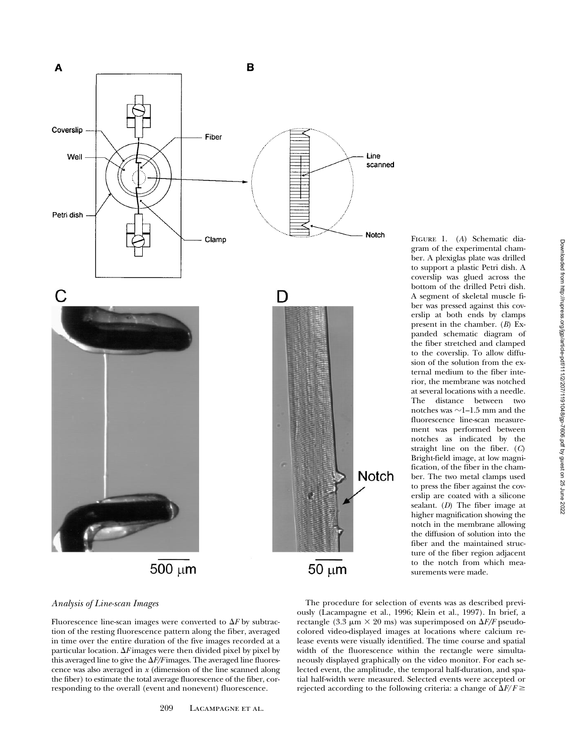FIGURE 1. (*A*) Schematic diagram of the experimental chamber. A plexiglas plate was drilled to support a plastic Petri dish. A coverslip was glued across the bottom of the drilled Petri dish. A segment of skeletal muscle fiber was pressed against this coverslip at both ends by clamps present in the chamber. (*B*) Expanded schematic diagram of the fiber stretched and clamped to the coverslip. To allow diffusion of the solution from the external medium to the fiber interior, the membrane was notched at several locations with a needle. The distance between two notches was ∼1–1.5 mm and the fluorescence line-scan measurement was performed between notches as indicated by the straight line on the fiber. (*C*) Bright-field image, at low magnification, of the fiber in the chamber. The two metal clamps used to press the fiber against the coverslip are coated with a silicone sealant. (*D*) The fiber image at higher magnification showing the notch in the membrane allowing the diffusion of solution into the fiber and the maintained structure of the fiber region adjacent to the notch from which measurements were made.

### *Analysis of Line-scan Images*

Fluorescence line-scan images were converted to $\Delta F$ by subtraction of the resting fluorescence pattern along the fiber, averaged in time over the entire duration of the five images recorded at a particular location. $\Delta F$ images were then divided pixel by pixel by this averaged line to give the $\Delta F/F$ images. The averaged line fluorescence was also averaged in $x$ (dimension of the line scanned along the fiber) to estimate the total average fluorescence of the fiber, corresponding to the overall (event and nonevent) fluorescence.

The procedure for selection of events was as described previously (Lacampagne et al., 1996; Klein et al., 1997). In brief, a rectangle (3.3 μm × 20 ms) was superimposed on $\Delta F/F$ pseudocolored video-displayed images at locations where calcium release events were visually identified. The time course and spatial width of the fluorescence within the rectangle were simultaneously displayed graphically on the video monitor. For each selected event, the amplitude, the temporal half-duration, and spatial half-width were measured. Selected events were accepted or rejected according to the following criteria: a change of $\Delta F/F \geq$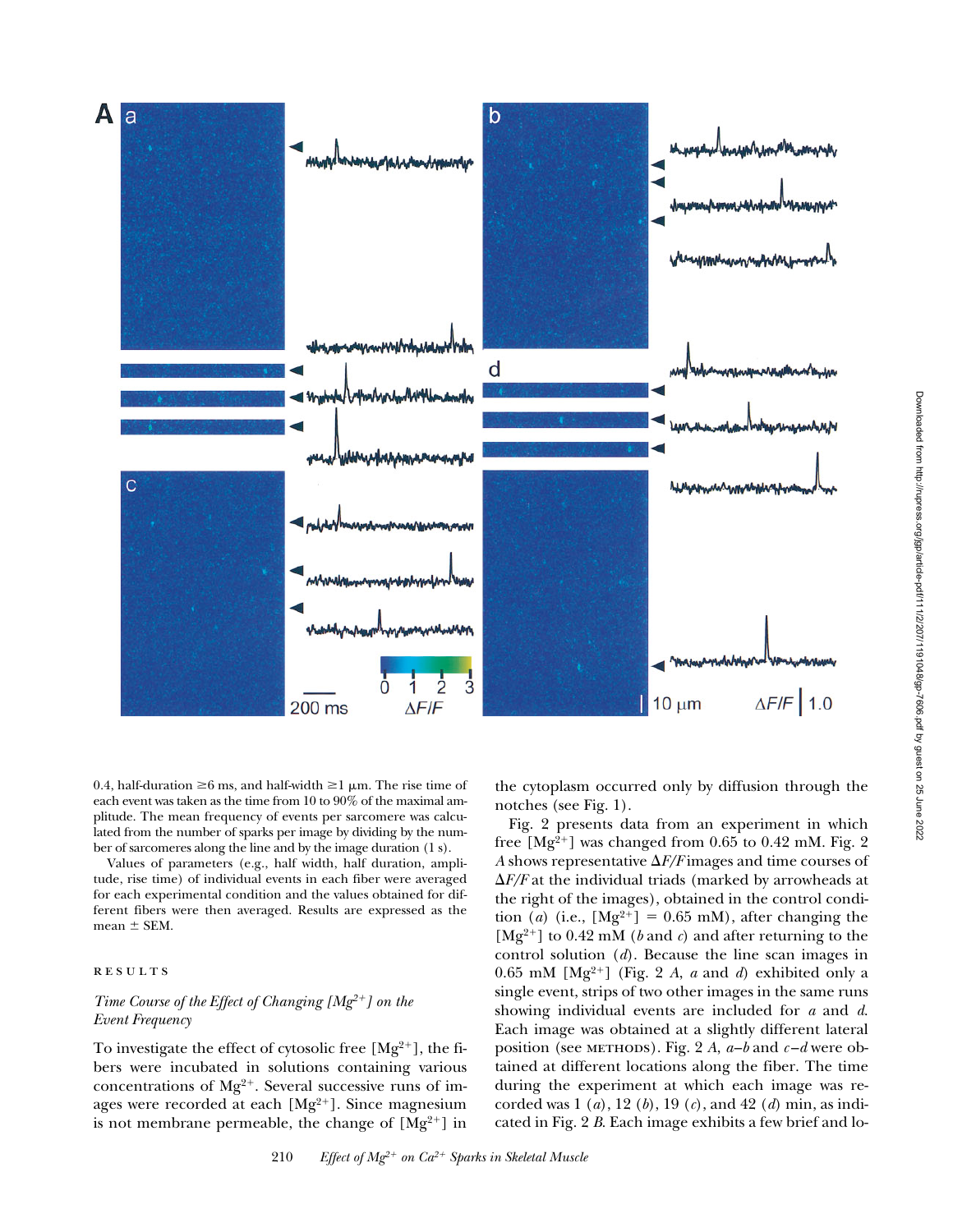0.4, half-duration ≥6 ms, and half-width ≥1 μm. The rise time of each event was taken as the time from 10 to 90% of the maximal amplitude. The mean frequency of events per sarcomere was calculated from the number of sparks per image by dividing by the number of sarcomeres along the line and by the image duration (1 s).

Values of parameters (e.g., half width, half duration, amplitude, rise time) of individual events in each fiber were averaged for each experimental condition and the values obtained for different fibers were then averaged. Results are expressed as the mean ± SEM.

## RESULTS

### *Time Course of the Effect of Changing [$Mg^{2+}$] on the Event Frequency*

To investigate the effect of cytosolic free [$Mg^{2+}$], the fibers were incubated in solutions containing various concentrations of $Mg^{2+}$. Several successive runs of images were recorded at each [$Mg^{2+}$]. Since magnesium is not membrane permeable, the change of [$Mg^{2+}$] in the cytoplasm occurred only by diffusion through the notches (see Fig. 1).

Fig. 2 presents data from an experiment in which free [$Mg^{2+}$] was changed from 0.65 to 0.42 mM. Fig. 2 *A* shows representative $\Delta F/F$ images and time courses of $\Delta F/F$ at the individual triads (marked by arrowheads at the right of the images), obtained in the control condition (*a*) (i.e., [$Mg^{2+}$] = 0.65 mM), after changing the [$Mg^{2+}$] to 0.42 mM (*b* and *c*) and after returning to the control solution (*d*). Because the line scan images in 0.65 mM [$Mg^{2+}$] (Fig. 2 *A*, *a* and *d*) exhibited only a single event, strips of two other images in the same runs showing individual events are included for *a* and *d*. Each image was obtained at a slightly different lateral position (see METHODS). Fig. 2 *A*, *a–b* and *c–d* were obtained at different locations along the fiber. The time during the experiment at which each image was recorded was 1 (*a*), 12 (*b*), 19 (*c*), and 42 (*d*) min, as indicated in Fig. 2 *B*. Each image exhibits a few brief and lo-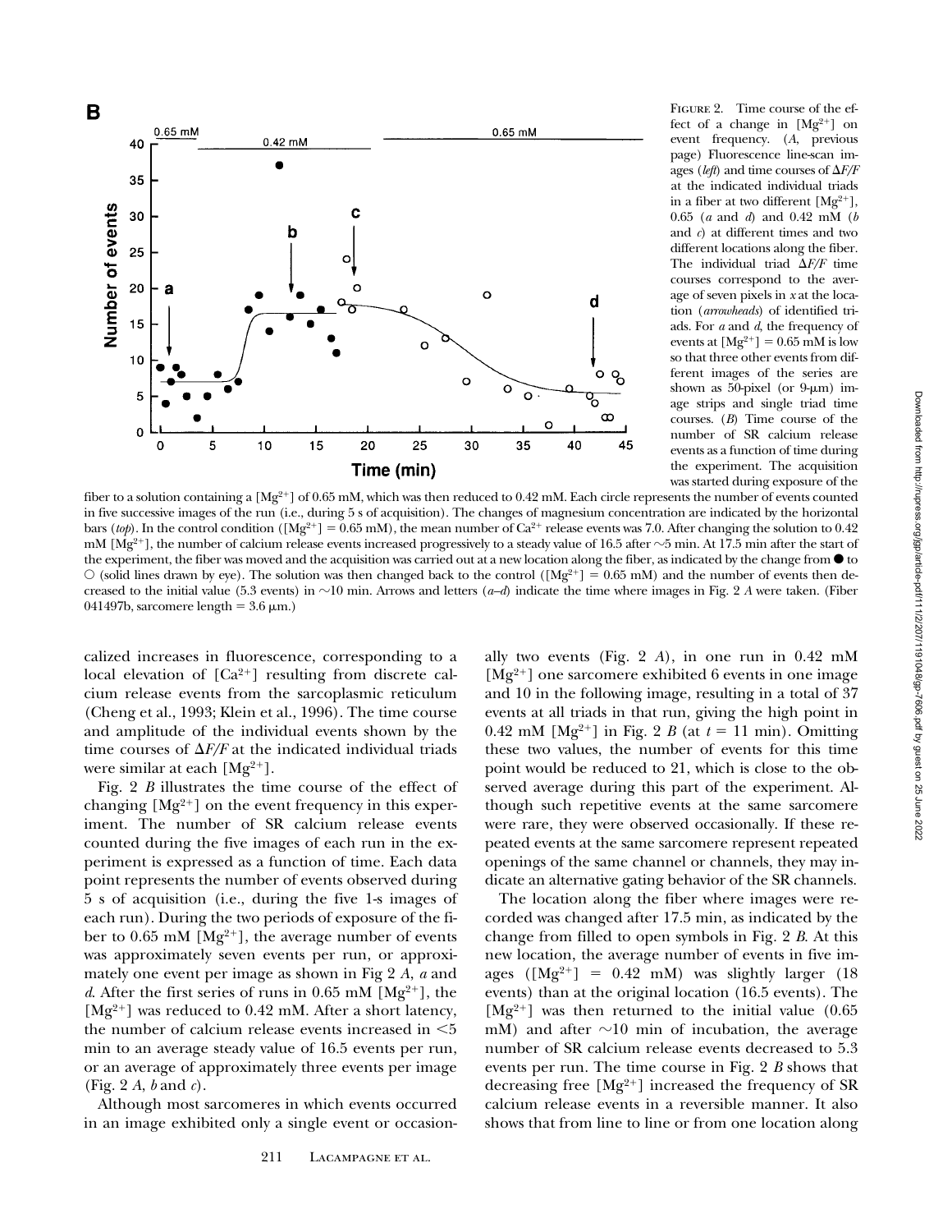Figure 2. Time course of the effect of a change in $[Mg^{2+}]$ on event frequency. (*A*, previous page) Fluorescence line-scan images (*left*) and time courses of $\Delta F/F$ at the indicated individual triads in a fiber at two different $[Mg^{2+}]$, 0.65 (*a* and *d*) and 0.42 mM (*b* and *c*) at different times and two different locations along the fiber. The individual triad $\Delta F/F$ time courses correspond to the average of seven pixels in *x* at the location (*arrowheads*) of identified triads. For *a* and *d*, the frequency of events at $[Mg^{2+}] = 0.65$ mM is low so that three other events from different images of the series are shown as 50-pixel (or 9-μm) image strips and single triad time courses. (*B*) Time course of the number of SR calcium release events as a function of time during the experiment. The acquisition was started during exposure of the fiber to a solution containing a $[Mg^{2+}]$ of 0.65 mM, which was then reduced to 0.42 mM. Each circle represents the number of events counted in five successive images of the run (i.e., during 5 s of acquisition). The changes of magnesium concentration are indicated by the horizontal bars (*top*). In the control condition ($[Mg^{2+}] = 0.65$ mM), the mean number of $Ca^{2+}$ release events was 7.0. After changing the solution to 0.42 mM $[Mg^{2+}]$, the number of calcium release events increased progressively to a steady value of 16.5 after ~5 min. At 17.5 min after the start of the experiment, the fiber was moved and the acquisition was carried out at a new location along the fiber, as indicated by the change from ● to ○ (solid lines drawn by eye). The solution was then changed back to the control ($[Mg^{2+}] = 0.65$ mM) and the number of events then decreased to the initial value (5.3 events) in ~10 min. Arrows and letters (*a*–*d*) indicate the time where images in Fig. 2 *A* were taken. (Fiber 041497b, sarcomere length = 3.6 μm.)

calized increases in fluorescence, corresponding to a local elevation of $[Ca^{2+}]$ resulting from discrete calcium release events from the sarcoplasmic reticulum (Cheng et al., 1993; Klein et al., 1996). The time course and amplitude of the individual events shown by the time courses of $\Delta F/F$ at the indicated individual triads were similar at each $[Mg^{2+}]$.

Fig. 2 *B* illustrates the time course of the effect of changing $[Mg^{2+}]$ on the event frequency in this experiment. The number of SR calcium release events counted during the five images of each run in the experiment is expressed as a function of time. Each data point represents the number of events observed during 5 s of acquisition (i.e., during the five 1-s images of each run). During the two periods of exposure of the fiber to 0.65 mM $[Mg^{2+}]$, the average number of events was approximately seven events per run, or approximately one event per image as shown in Fig 2 *A*, *a* and *d*. After the first series of runs in 0.65 mM $[Mg^{2+}]$, the $[Mg^{2+}]$ was reduced to 0.42 mM. After a short latency, the number of calcium release events increased in <5 min to an average steady value of 16.5 events per run, or an average of approximately three events per image (Fig. 2 *A*, *b* and *c*).

Although most sarcomeres in which events occurred in an image exhibited only a single event or occasionally two events (Fig. 2 *A*), in one run in 0.42 mM $[Mg^{2+}]$ one sarcomere exhibited 6 events in one image and 10 in the following image, resulting in a total of 37 events at all triads in that run, giving the high point in 0.42 mM $[Mg^{2+}]$ in Fig. 2 *B* (at $t = 11$ min). Omitting these two values, the number of events for this time point would be reduced to 21, which is close to the observed average during this part of the experiment. Although such repetitive events at the same sarcomere were rare, they were observed occasionally. If these repeated events at the same sarcomere represent repeated openings of the same channel or channels, they may indicate an alternative gating behavior of the SR channels.

The location along the fiber where images were recorded was changed after 17.5 min, as indicated by the change from filled to open symbols in Fig. 2 *B*. At this new location, the average number of events in five images ($[Mg^{2+}] = 0.42$ mM) was slightly larger (18 events) than at the original location (16.5 events). The $[Mg^{2+}]$ was then returned to the initial value (0.65 mM) and after ~10 min of incubation, the average number of SR calcium release events decreased to 5.3 events per run. The time course in Fig. 2 *B* shows that decreasing free $[Mg^{2+}]$ increased the frequency of SR calcium release events in a reversible manner. It also shows that from line to line or from one location along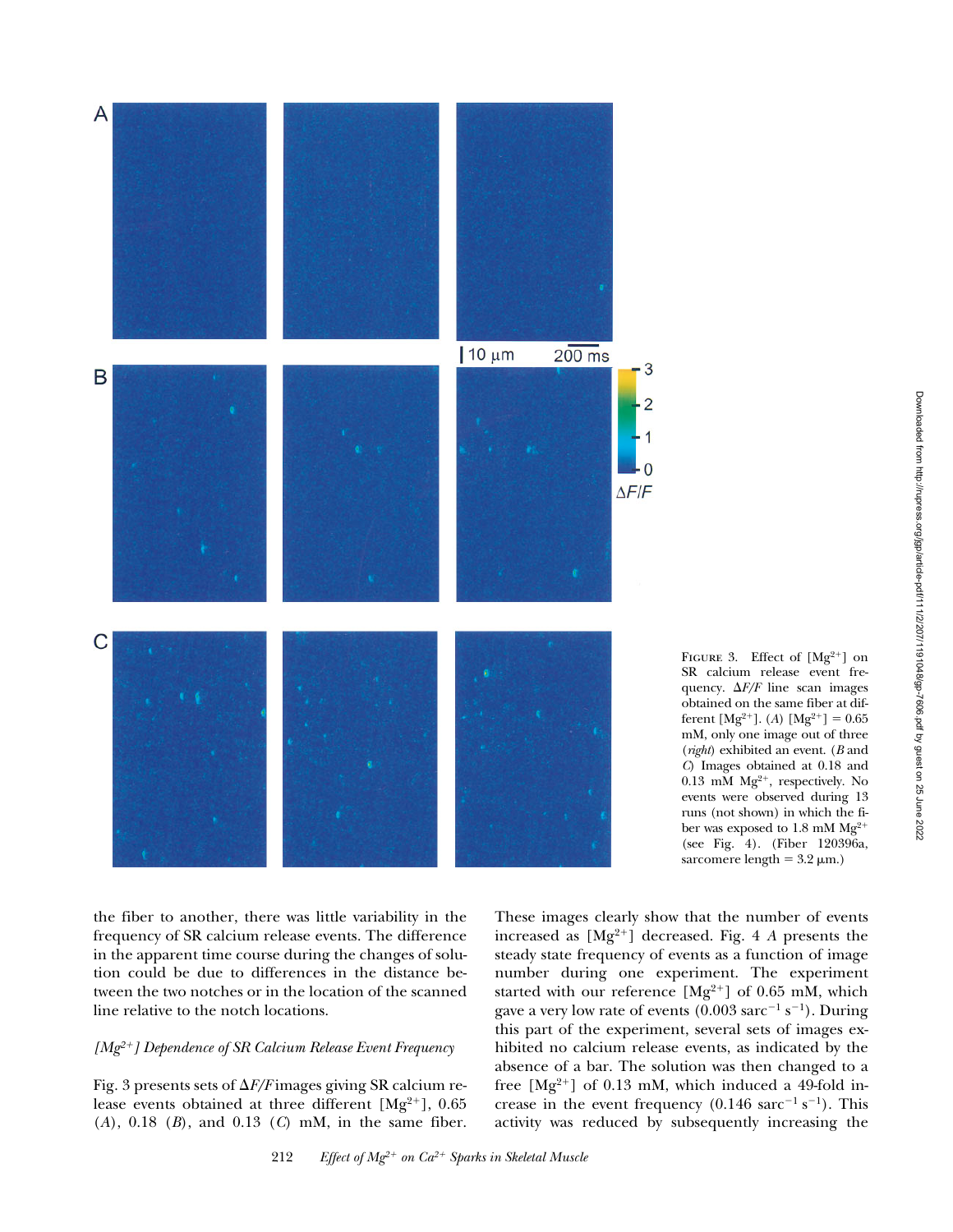FIGURE 3. Effect of $[Mg^{2+}]$ on SR calcium release event frequency. $\Delta F/F$ line scan images obtained on the same fiber at different $[Mg^{2+}]$. (*A*) $[Mg^{2+}] = 0.65$ mM, only one image out of three (*right*) exhibited an event. (*B* and *C*) Images obtained at 0.18 and 0.13 mM $Mg^{2+}$, respectively. No events were observed during 13 runs (not shown) in which the fiber was exposed to 1.8 mM $Mg^{2+}$ (see Fig. 4). (Fiber 120396a, sarcomere length = 3.2 µm.)

the fiber to another, there was little variability in the frequency of SR calcium release events. The difference in the apparent time course during the changes of solution could be due to differences in the distance between the two notches or in the location of the scanned line relative to the notch locations.

### *$[Mg^{2+}]$ Dependence of SR Calcium Release Event Frequency*

Fig. 3 presents sets of $\Delta F/F$ images giving SR calcium release events obtained at three different $[Mg^{2+}]$, 0.65 (*A*), 0.18 (*B*), and 0.13 (*C*) mM, in the same fiber. These images clearly show that the number of events increased as $[Mg^{2+}]$ decreased. Fig. 4 *A* presents the steady state frequency of events as a function of image number during one experiment. The experiment started with our reference $[Mg^{2+}]$ of 0.65 mM, which gave a very low rate of events (0.003 $sarc^{-1}$ $s^{-1}$). During this part of the experiment, several sets of images exhibited no calcium release events, as indicated by the absence of a bar. The solution was then changed to a free $[Mg^{2+}]$ of 0.13 mM, which induced a 49-fold increase in the event frequency (0.146 $sarc^{-1}$ $s^{-1}$). This activity was reduced by subsequently increasing the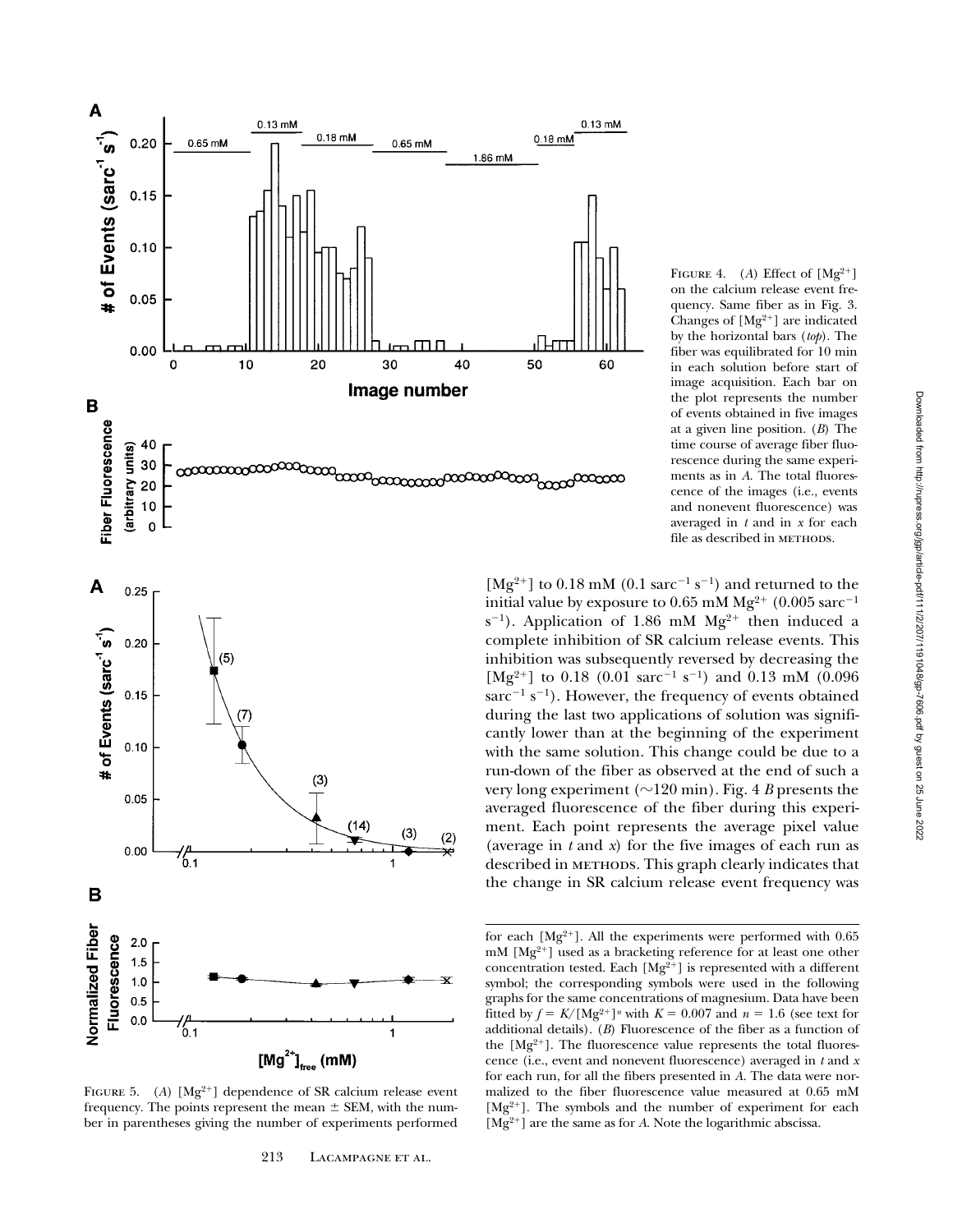FIGURE 4. (A) Effect of $[Mg^{2+}]$ on the calcium release event frequency. Same fiber as in Fig. 3. Changes of $[Mg^{2+}]$ are indicated by the horizontal bars (*top*). The fiber was equilibrated for 10 min in each solution before start of image acquisition. Each bar on the plot represents the number of events obtained in five images at a given line position. (*B*) The time course of average fiber fluorescence during the same experiments as in *A*. The total fluorescence of the images (i.e., events and nonevent fluorescence) was averaged in *t* and in *x* for each file as described in METHODS.

FIGURE 5. (*A*) $[Mg^{2+}]$ dependence of SR calcium release event frequency. The points represent the mean ± SEM, with the number in parentheses giving the number of experiments performed for each $[Mg^{2+}]$. All the experiments were performed with 0.65 mM $[Mg^{2+}]$ used as a bracketing reference for at least one other concentration tested. Each $[Mg^{2+}]$ is represented with a different symbol; the corresponding symbols were used in the following graphs for the same concentrations of magnesium. Data have been fitted by $f = K/[Mg^{2+}]^n$ with $K = 0.007$ and $n = 1.6$ (see text for additional details). (*B*) Fluorescence of the fiber as a function of the $[Mg^{2+}]$. The fluorescence value represents the total fluorescence (i.e., event and nonevent fluorescence) averaged in *t* and *x* for each run, for all the fibers presented in *A*. The data were normalized to the fiber fluorescence value measured at 0.65 mM $[Mg^{2+}]$. The symbols and the number of experiment for each $[Mg^{2+}]$ are the same as for *A*. Note the logarithmic abscissa.

$[Mg^{2+}]$ to 0.18 mM (0.1 $sarc^{-1}$ $s^{-1}$) and returned to the initial value by exposure to 0.65 mM $Mg^{2+}$ (0.005 $sarc^{-1}$ $s^{-1}$). Application of 1.86 mM $Mg^{2+}$ then induced a complete inhibition of SR calcium release events. This inhibition was subsequently reversed by decreasing the $[Mg^{2+}]$ to 0.18 (0.01 $sarc^{-1}$ $s^{-1}$) and 0.13 mM (0.096 $sarc^{-1}$ $s^{-1}$). However, the frequency of events obtained during the last two applications of solution was significantly lower than at the beginning of the experiment with the same solution. This change could be due to a run-down of the fiber as observed at the end of such a very long experiment (~120 min). Fig. 4 *B* presents the averaged fluorescence of the fiber during this experiment. Each point represents the average pixel value (average in *t* and *x*) for the five images of each run as described in METHODS. This graph clearly indicates that the change in SR calcium release event frequency was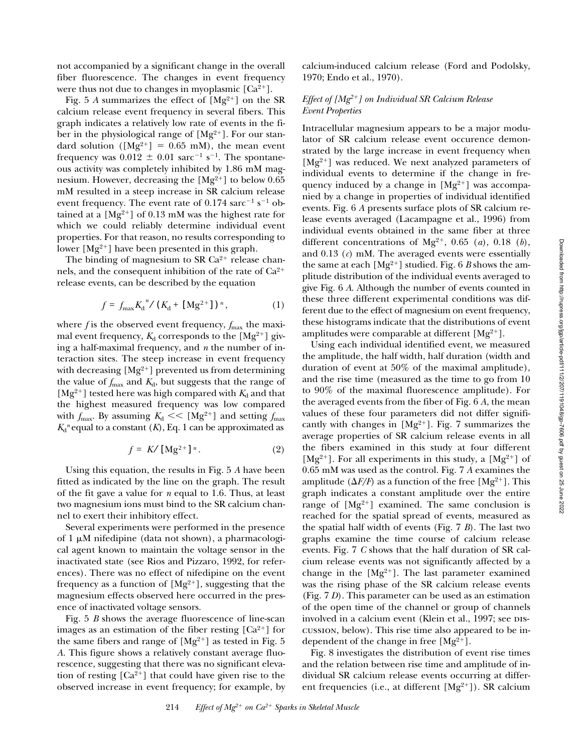not accompanied by a significant change in the overall fiber fluorescence. The changes in event frequency were thus not due to changes in myoplasmic [$Ca^{2+}$].

Fig. 5 *A* summarizes the effect of [$Mg^{2+}$] on the SR calcium release event frequency in several fibers. This graph indicates a relatively low rate of events in the fiber in the physiological range of [$Mg^{2+}$]. For our standard solution ([$Mg^{2+}$] = 0.65 mM), the mean event frequency was 0.012 ± 0.01 $sarc^{-1}$ $s^{-1}$. The spontaneous activity was completely inhibited by 1.86 mM magnesium. However, decreasing the [$Mg^{2+}$] to below 0.65 mM resulted in a steep increase in SR calcium release event frequency. The event rate of 0.174 $sarc^{-1}$ $s^{-1}$ obtained at a [$Mg^{2+}$] of 0.13 mM was the highest rate for which we could reliably determine individual event properties. For that reason, no results corresponding to lower [$Mg^{2+}$] have been presented in this graph.

The binding of magnesium to SR $Ca^{2+}$ release channels, and the consequent inhibition of the rate of $Ca^{2+}$ release events, can be described by the equation

$$f = f_{max} {K_d}^n / (K_d + [Mg^{2+}])^n, \tag{1}$$

where *f* is the observed event frequency, $f_{max}$ the maximal event frequency, $K_d$ corresponds to the [$Mg^{2+}$] giving a half-maximal frequency, and *n* the number of interaction sites. The steep increase in event frequency with decreasing [$Mg^{2+}$] prevented us from determining the value of $f_{max}$ and $K_d$, but suggests that the range of [$Mg^{2+}$] tested here was high compared with $K_d$ and that the highest measured frequency was low compared with $f_{max}$. By assuming $K_d << [Mg^{2+}]$ and setting $f_{max}$ ${K_d}^n$ equal to a constant (*K*), Eq. 1 can be approximated as

$$f = K / [Mg^{2+}]^n. \tag{2}$$

Using this equation, the results in Fig. 5 *A* have been fitted as indicated by the line on the graph. The result of the fit gave a value for *n* equal to 1.6. Thus, at least two magnesium ions must bind to the SR calcium channel to exert their inhibitory effect.

Several experiments were performed in the presence of 1 μM nifedipine (data not shown), a pharmacological agent known to maintain the voltage sensor in the inactivated state (see Rios and Pizzaro, 1992, for references). There was no effect of nifedipine on the event frequency as a function of [$Mg^{2+}$], suggesting that the magnesium effects observed here occurred in the presence of inactivated voltage sensors.

Fig. 5 *B* shows the average fluorescence of line-scan images as an estimation of the fiber resting [$Ca^{2+}$] for the same fibers and range of [$Mg^{2+}$] as tested in Fig. 5 *A*. This figure shows a relatively constant average fluorescence, suggesting that there was no significant elevation of resting [$Ca^{2+}$] that could have given rise to the observed increase in event frequency; for example, by calcium-induced calcium release (Ford and Podolsky, 1970; Endo et al., 1970).

### *Effect of [$Mg^{2+}$] on Individual SR Calcium Release Event Properties*

Intracellular magnesium appears to be a major modulator of SR calcium release event occurence demonstrated by the large increase in event frequency when [$Mg^{2+}$] was reduced. We next analyzed parameters of individual events to determine if the change in frequency induced by a change in [$Mg^{2+}$] was accompanied by a change in properties of individual identified events. Fig. 6 *A* presents surface plots of SR calcium release events averaged (Lacampagne et al., 1996) from individual events obtained in the same fiber at three different concentrations of $Mg^{2+}$, 0.65 (*a*), 0.18 (*b*), and 0.13 (*c*) mM. The averaged events were essentially the same at each [$Mg^{2+}$] studied. Fig. 6 *B* shows the amplitude distribution of the individual events averaged to give Fig. 6 *A*. Although the number of events counted in these three different experimental conditions was different due to the effect of magnesium on event frequency, these histograms indicate that the distributions of event amplitudes were comparable at different [$Mg^{2+}$].

Using each individual identified event, we measured the amplitude, the half width, half duration (width and duration of event at 50% of the maximal amplitude), and the rise time (measured as the time to go from 10 to 90% of the maximal fluorescence amplitude). For the averaged events from the fiber of Fig. 6 *A*, the mean values of these four parameters did not differ significantly with changes in [$Mg^{2+}$]. Fig. 7 summarizes the average properties of SR calcium release events in all the fibers examined in this study at four different [$Mg^{2+}$]. For all experiments in this study, a [$Mg^{2+}$] of 0.65 mM was used as the control. Fig. 7 *A* examines the amplitude ($\Delta F/F$) as a function of the free [$Mg^{2+}$]. This graph indicates a constant amplitude over the entire range of [$Mg^{2+}$] examined. The same conclusion is reached for the spatial spread of events, measured as the spatial half width of events (Fig. 7 *B*). The last two graphs examine the time course of calcium release events. Fig. 7 *C* shows that the half duration of SR calcium release events was not significantly affected by a change in the [$Mg^{2+}$]. The last parameter examined was the rising phase of the SR calcium release events (Fig. 7 *D*). This parameter can be used as an estimation of the open time of the channel or group of channels involved in a calcium event (Klein et al., 1997; see DISCUSSION, below). This rise time also appeared to be independent of the change in free [$Mg^{2+}$].

Fig. 8 investigates the distribution of event rise times and the relation between rise time and amplitude of individual SR calcium release events occurring at different frequencies (i.e., at different [$Mg^{2+}$]). SR calcium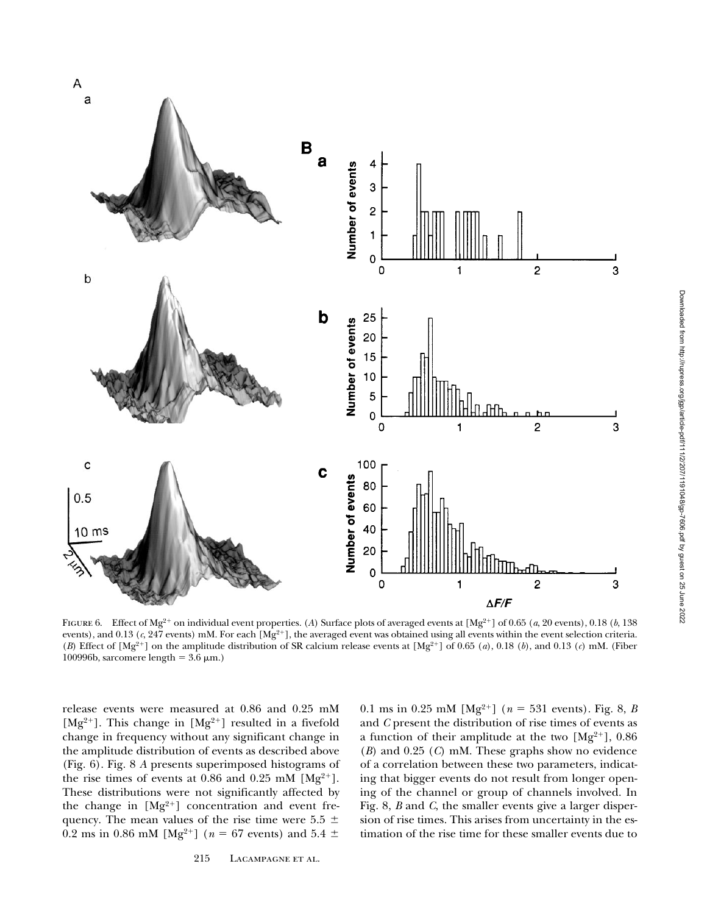FIGURE 6. Effect of $Mg^{2+}$ on individual event properties. (*A*) Surface plots of averaged events at [$Mg^{2+}$] of 0.65 (*a*, 20 events), 0.18 (*b*, 138 events), and 0.13 (*c*, 247 events) mM. For each [$Mg^{2+}$], the averaged event was obtained using all events within the event selection criteria. (*B*) Effect of [$Mg^{2+}$] on the amplitude distribution of SR calcium release events at [$Mg^{2+}$] of 0.65 (*a*), 0.18 (*b*), and 0.13 (*c*) mM. (Fiber 100996b, sarcomere length = 3.6 μm.)

release events were measured at 0.86 and 0.25 mM [$Mg^{2+}$]. This change in [$Mg^{2+}$] resulted in a fivefold change in frequency without any significant change in the amplitude distribution of events as described above (Fig. 6). Fig. 8 *A* presents superimposed histograms of the rise times of events at 0.86 and 0.25 mM [$Mg^{2+}$]. These distributions were not significantly affected by the change in [$Mg^{2+}$] concentration and event frequency. The mean values of the rise time were 5.5 ± 0.2 ms in 0.86 mM [$Mg^{2+}$] ($n$ = 67 events) and 5.4 ± 0.1 ms in 0.25 mM [$Mg^{2+}$] ($n$ = 531 events). Fig. 8, *B* and *C* present the distribution of rise times of events as a function of their amplitude at the two [$Mg^{2+}$], 0.86 (*B*) and 0.25 (*C*) mM. These graphs show no evidence of a correlation between these two parameters, indicating that bigger events do not result from longer opening of the channel or group of channels involved. In Fig. 8, *B* and *C*, the smaller events give a larger dispersion of rise times. This arises from uncertainty in the estimation of the rise time for these smaller events due to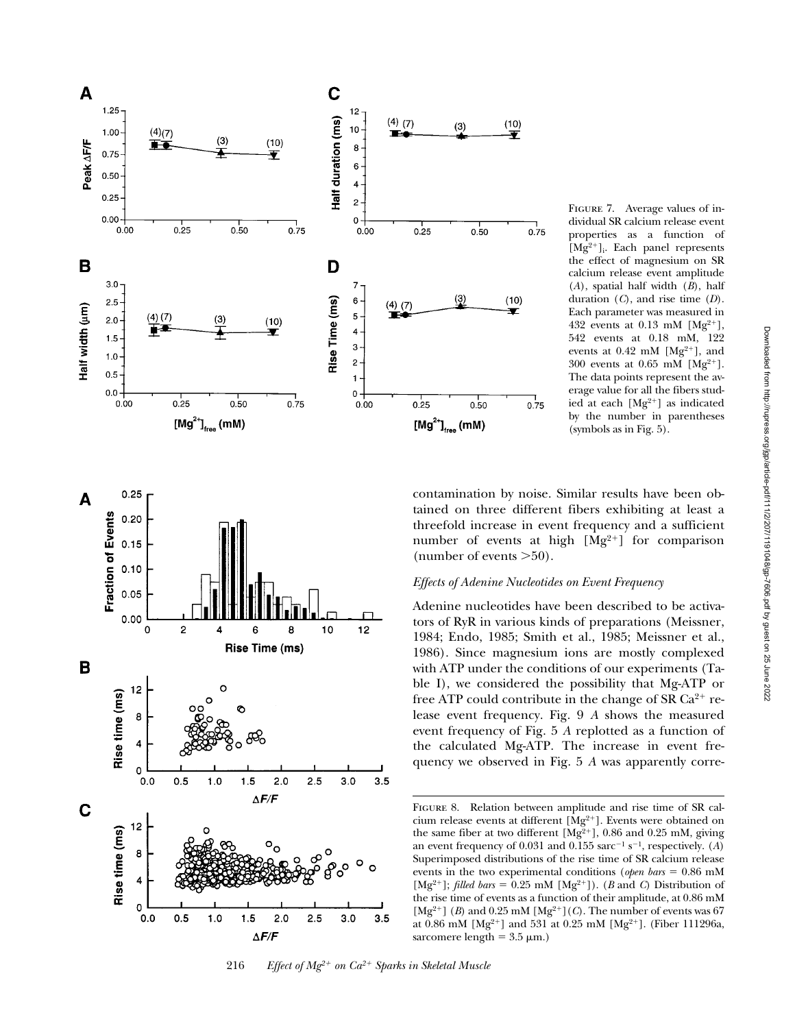FIGURE 7. Average values of individual SR calcium release event properties as a function of $[Mg^{2+}]_i$. Each panel represents the effect of magnesium on SR calcium release event amplitude (*A*), spatial half width (*B*), half duration (*C*), and rise time (*D*). Each parameter was measured in 432 events at 0.13 mM $[Mg^{2+}]$, 542 events at 0.18 mM, 122 events at 0.42 mM $[Mg^{2+}]$, and 300 events at 0.65 mM $[Mg^{2+}]$. The data points represent the average value for all the fibers studied at each $[Mg^{2+}]$ as indicated by the number in parentheses (symbols as in Fig. 5).

FIGURE 8. Relation between amplitude and rise time of SR calcium release events at different $[Mg^{2+}]$. Events were obtained on the same fiber at two different $[Mg^{2+}]$, 0.86 and 0.25 mM, giving an event frequency of 0.031 and 0.155 $sarc^{-1}\ s^{-1}$, respectively. (*A*) Superimposed distributions of the rise time of SR calcium release events in the two experimental conditions (*open bars* = 0.86 mM $[Mg^{2+}]$; *filled bars* = 0.25 mM $[Mg^{2+}]$). (*B* and *C*) Distribution of the rise time of events as a function of their amplitude, at 0.86 mM $[Mg^{2+}]$ (*B*) and 0.25 mM $[Mg^{2+}]$ (*C*). The number of events was 67 at 0.86 mM $[Mg^{2+}]$ and 531 at 0.25 mM $[Mg^{2+}]$. (Fiber 111296a, sarcomere length = 3.5 μm.)

contamination by noise. Similar results have been obtained on three different fibers exhibiting at least a threefold increase in event frequency and a sufficient number of events at high $[Mg^{2+}]$ for comparison (number of events >50).

### *Effects of Adenine Nucleotides on Event Frequency*

Adenine nucleotides have been described to be activators of RyR in various kinds of preparations (Meissner, 1984; Endo, 1985; Smith et al., 1985; Meissner et al., 1986). Since magnesium ions are mostly complexed with ATP under the conditions of our experiments (Table I), we considered the possibility that Mg-ATP or free ATP could contribute in the change of SR $Ca^{2+}$ release event frequency. Fig. 9 *A* shows the measured event frequency of Fig. 5 *A* replotted as a function of the calculated Mg-ATP. The increase in event frequency we observed in Fig. 5 *A* was apparently corre-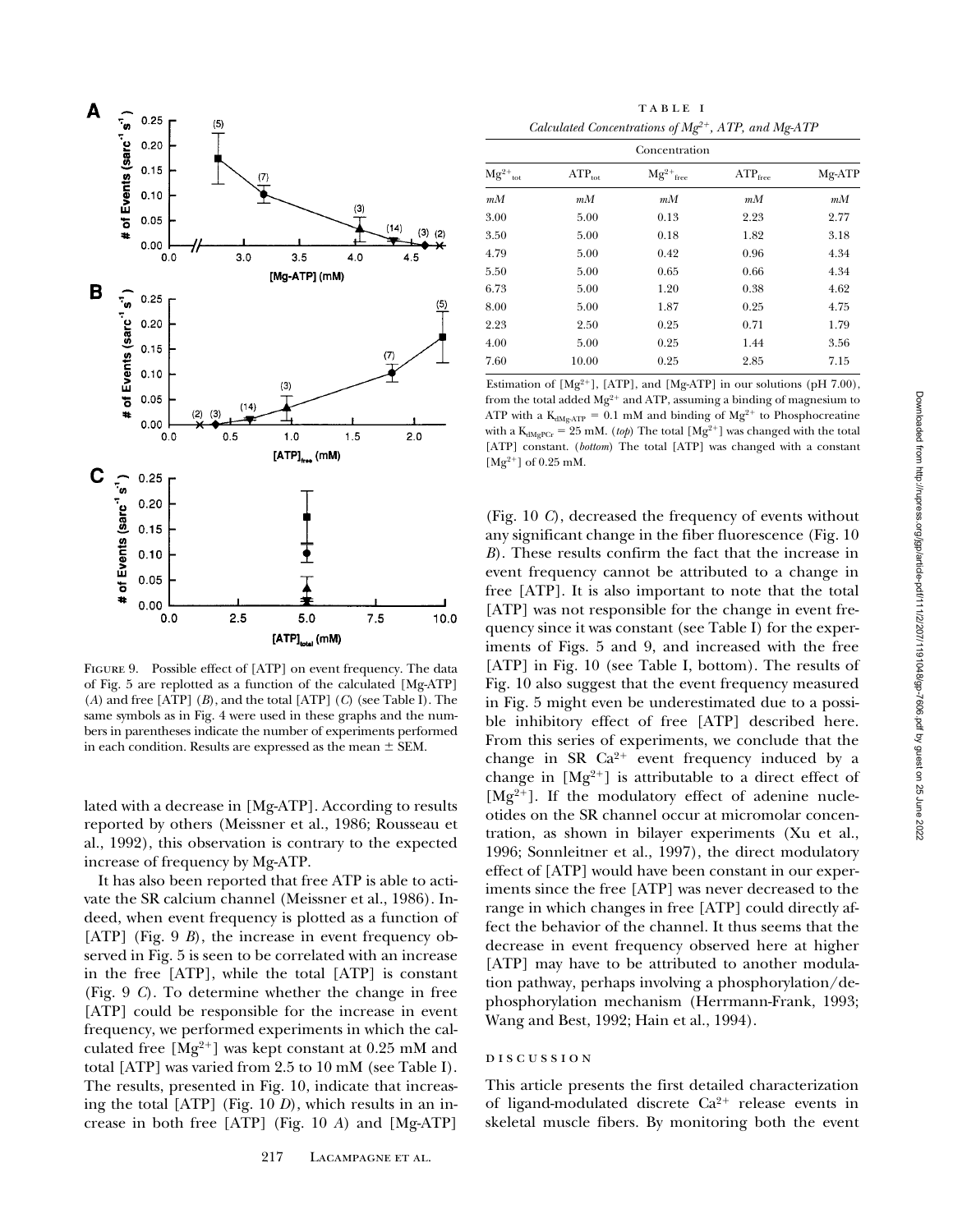FIGURE 9. Possible effect of [ATP] on event frequency. The data of Fig. 5 are replotted as a function of the calculated [Mg-ATP] (*A*) and free [ATP] (*B*), and the total [ATP] (*C*) (see Table I). The same symbols as in Fig. 4 were used in these graphs and the numbers in parentheses indicate the number of experiments performed in each condition. Results are expressed as the mean ± SEM.

lated with a decrease in [Mg-ATP]. According to results reported by others (Meissner et al., 1986; Rousseau et al., 1992), this observation is contrary to the expected increase of frequency by Mg-ATP.

It has also been reported that free ATP is able to activate the SR calcium channel (Meissner et al., 1986). Indeed, when event frequency is plotted as a function of [ATP] (Fig. 9 *B*), the increase in event frequency observed in Fig. 5 is seen to be correlated with an increase in the free [ATP], while the total [ATP] is constant (Fig. 9 *C*). To determine whether the change in free [ATP] could be responsible for the increase in event frequency, we performed experiments in which the calculated free $[Mg^{2+}]$ was kept constant at 0.25 mM and total [ATP] was varied from 2.5 to 10 mM (see Table I). The results, presented in Fig. 10, indicate that increasing the total [ATP] (Fig. 10 *D*), which results in an increase in both free [ATP] (Fig. 10 *A*) and [Mg-ATP] (Fig. 10 *C*), decreased the frequency of events without any significant change in the fiber fluorescence (Fig. 10 *B*). These results confirm the fact that the increase in event frequency cannot be attributed to a change in free [ATP]. It is also important to note that the total [ATP] was not responsible for the change in event frequency since it was constant (see Table I) for the experiments of Figs. 5 and 9, and increased with the free [ATP] in Fig. 10 (see Table I, bottom). The results of Fig. 10 also suggest that the event frequency measured in Fig. 5 might even be underestimated due to a possible inhibitory effect of free [ATP] described here. From this series of experiments, we conclude that the change in SR $Ca^{2+}$ event frequency induced by a change in $[Mg^{2+}]$ is attributable to a direct effect of $[Mg^{2+}]$. If the modulatory effect of adenine nucleotides on the SR channel occur at micromolar concentration, as shown in bilayer experiments (Xu et al., 1996; Sonnleitner et al., 1997), the direct modulatory effect of [ATP] would have been constant in our experiments since the free [ATP] was never decreased to the range in which changes in free [ATP] could directly affect the behavior of the channel. It thus seems that the decrease in event frequency observed here at higher [ATP] may have to be attributed to another modulation pathway, perhaps involving a phosphorylation/dephosphorylation mechanism (Herrmann-Frank, 1993; Wang and Best, 1992; Hain et al., 1994).

TABLE I

*Calculated Concentrations of $Mg^{2+}$, ATP, and Mg-ATP*

| Concentration | | | | |
|---|---|---|---|---|
| $Mg^{2+}_{tot}$ | $ATP_{tot}$ | $Mg^{2+}_{free}$ | $ATP_{free}$ | Mg-ATP |
| *mM* | *mM* | *mM* | *mM* | *mM* |
| 3.00 | 5.00 | 0.13 | 2.23 | 2.77 |
| 3.50 | 5.00 | 0.18 | 1.82 | 3.18 |
| 4.79 | 5.00 | 0.42 | 0.96 | 4.34 |
| 5.50 | 5.00 | 0.65 | 0.66 | 4.34 |
| 6.73 | 5.00 | 1.20 | 0.38 | 4.62 |
| 8.00 | 5.00 | 1.87 | 0.25 | 4.75 |
| 2.23 | 2.50 | 0.25 | 0.71 | 1.79 |
| 4.00 | 5.00 | 0.25 | 1.44 | 3.56 |
| 7.60 | 10.00 | 0.25 | 2.85 | 7.15 |

Estimation of $[Mg^{2+}]$, [ATP], and [Mg-ATP] in our solutions (pH 7.00), from the total added $Mg^{2+}$ and ATP, assuming a binding of magnesium to ATP with a $K_{dMg\text{-}ATP} = 0.1$ mM and binding of $Mg^{2+}$ to Phosphocreatine with a $K_{dMgPCr} = 25$ mM. (*top*) The total $[Mg^{2+}]$ was changed with the total [ATP] constant. (*bottom*) The total [ATP] was changed with a constant $[Mg^{2+}]$ of 0.25 mM.

## DISCUSSION

This article presents the first detailed characterization of ligand-modulated discrete $Ca^{2+}$ release events in skeletal muscle fibers. By monitoring both the event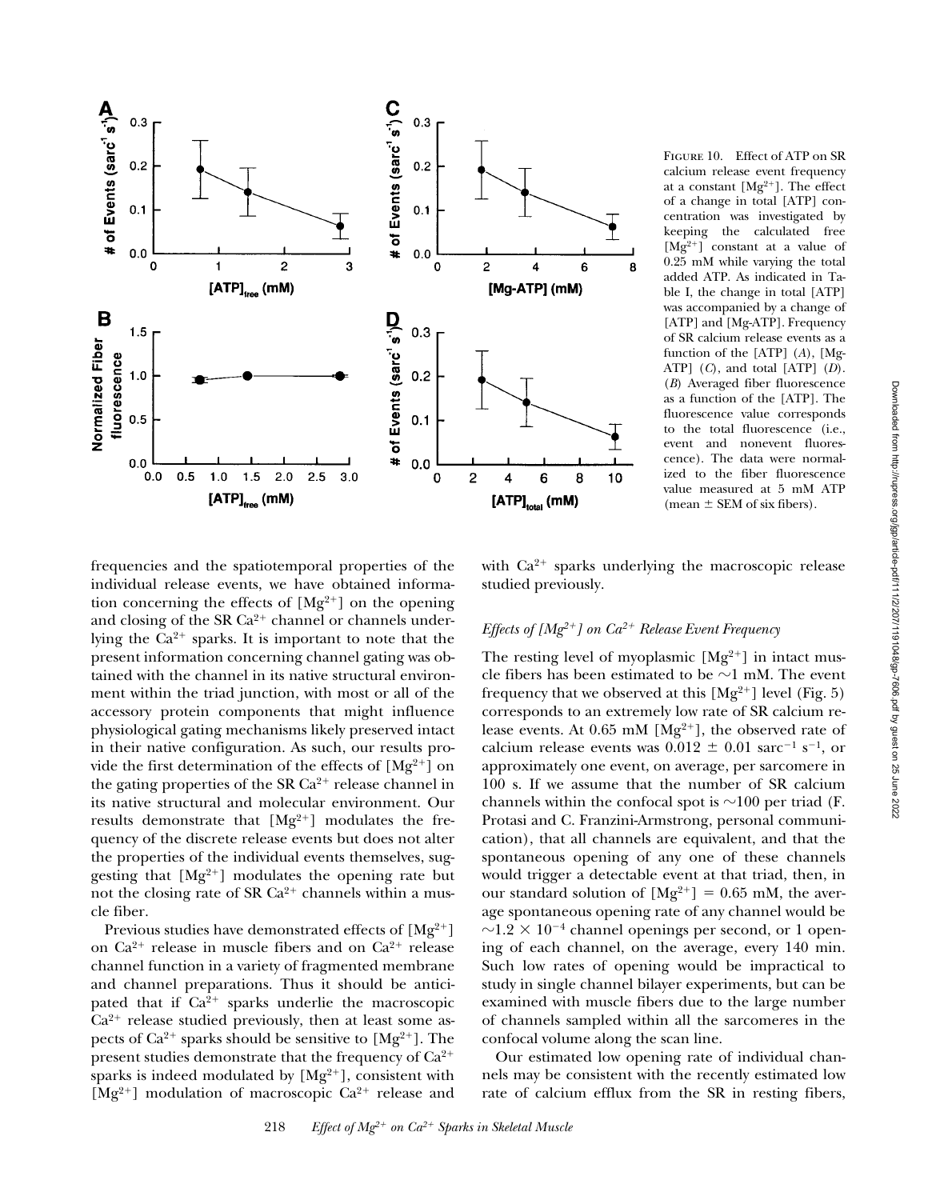FIGURE 10. Effect of ATP on SR calcium release event frequency at a constant $[Mg^{2+}]$. The effect of a change in total [ATP] concentration was investigated by keeping the calculated free $[Mg^{2+}]$ constant at a value of 0.25 mM while varying the total added ATP. As indicated in Table I, the change in total [ATP] was accompanied by a change of [ATP] and [Mg-ATP]. Frequency of SR calcium release events as a function of the [ATP] (A), [Mg-ATP] (C), and total [ATP] (D). (B) Averaged fiber fluorescence as a function of the [ATP]. The fluorescence value corresponds to the total fluorescence (i.e., event and nonevent fluorescence). The data were normalized to the fiber fluorescence value measured at 5 mM ATP (mean ± SEM of six fibers).

frequencies and the spatiotemporal properties of the individual release events, we have obtained information concerning the effects of $[Mg^{2+}]$ on the opening and closing of the SR $Ca^{2+}$ channel or channels underlying the $Ca^{2+}$ sparks. It is important to note that the present information concerning channel gating was obtained with the channel in its native structural environment within the triad junction, with most or all of the accessory protein components that might influence physiological gating mechanisms likely preserved intact in their native configuration. As such, our results provide the first determination of the effects of $[Mg^{2+}]$ on the gating properties of the SR $Ca^{2+}$ release channel in its native structural and molecular environment. Our results demonstrate that $[Mg^{2+}]$ modulates the frequency of the discrete release events but does not alter the properties of the individual events themselves, suggesting that $[Mg^{2+}]$ modulates the opening rate but not the closing rate of SR $Ca^{2+}$ channels within a muscle fiber.

Previous studies have demonstrated effects of $[Mg^{2+}]$ on $Ca^{2+}$ release in muscle fibers and on $Ca^{2+}$ release channel function in a variety of fragmented membrane and channel preparations. Thus it should be anticipated that if $Ca^{2+}$ sparks underlie the macroscopic $Ca^{2+}$ release studied previously, then at least some aspects of $Ca^{2+}$ sparks should be sensitive to $[Mg^{2+}]$. The present studies demonstrate that the frequency of $Ca^{2+}$ sparks is indeed modulated by $[Mg^{2+}]$, consistent with $[Mg^{2+}]$ modulation of macroscopic $Ca^{2+}$ release and with $Ca^{2+}$ sparks underlying the macroscopic release studied previously.

### *Effects of $[Mg^{2+}]$ on $Ca^{2+}$ Release Event Frequency*

The resting level of myoplasmic $[Mg^{2+}]$ in intact muscle fibers has been estimated to be ~1 mM. The event frequency that we observed at this $[Mg^{2+}]$ level (Fig. 5) corresponds to an extremely low rate of SR calcium release events. At 0.65 mM $[Mg^{2+}]$, the observed rate of calcium release events was $0.012 \pm 0.01$ $sarc^{-1}$ $s^{-1}$, or approximately one event, on average, per sarcomere in 100 s. If we assume that the number of SR calcium channels within the confocal spot is ~100 per triad (F. Protasi and C. Franzini-Armstrong, personal communication), that all channels are equivalent, and that the spontaneous opening of any one of these channels would trigger a detectable event at that triad, then, in our standard solution of $[Mg^{2+}] = 0.65$ mM, the average spontaneous opening rate of any channel would be $\sim 1.2 \times 10^{-4}$ channel openings per second, or 1 opening of each channel, on the average, every 140 min. Such low rates of opening would be impractical to study in single channel bilayer experiments, but can be examined with muscle fibers due to the large number of channels sampled within all the sarcomeres in the confocal volume along the scan line.

Our estimated low opening rate of individual channels may be consistent with the recently estimated low rate of calcium efflux from the SR in resting fibers,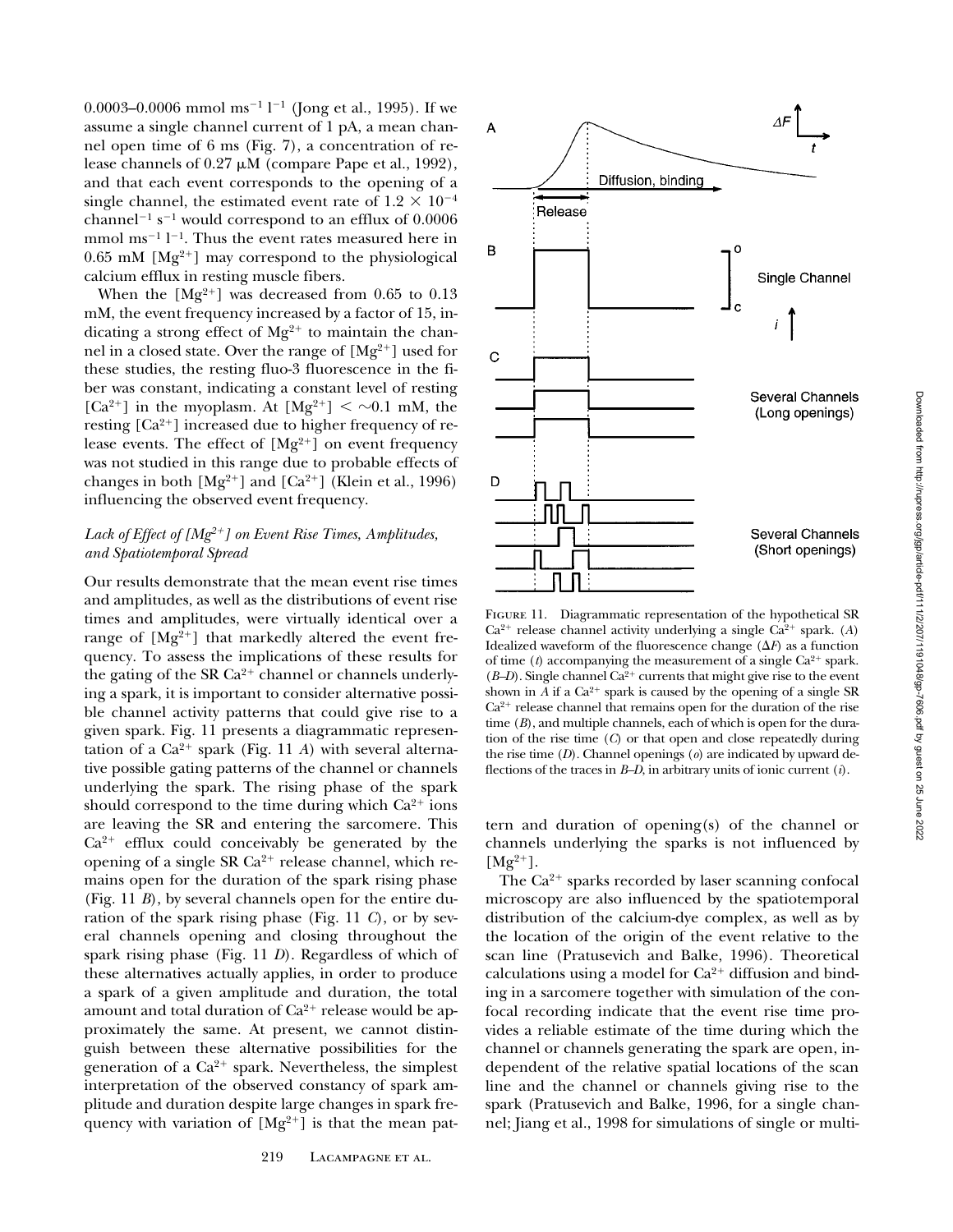0.0003–0.0006 mmol ms$^{-1}$ l$^{-1}$ (Jong et al., 1995). If we assume a single channel current of 1 pA, a mean channel open time of 6 ms (Fig. 7), a concentration of release channels of 0.27 μM (compare Pape et al., 1992), and that each event corresponds to the opening of a single channel, the estimated event rate of $1.2 \times 10^{-4}$ channel$^{-1}$ s$^{-1}$ would correspond to an efflux of 0.0006 mmol ms$^{-1}$ l$^{-1}$. Thus the event rates measured here in 0.65 mM [$Mg^{2+}$] may correspond to the physiological calcium efflux in resting muscle fibers.

When the [$Mg^{2+}$] was decreased from 0.65 to 0.13 mM, the event frequency increased by a factor of 15, indicating a strong effect of $Mg^{2+}$ to maintain the channel in a closed state. Over the range of [$Mg^{2+}$] used for these studies, the resting fluo-3 fluorescence in the fiber was constant, indicating a constant level of resting [$Ca^{2+}$] in the myoplasm. At [$Mg^{2+}$] $< \sim$0.1 mM, the resting [$Ca^{2+}$] increased due to higher frequency of release events. The effect of [$Mg^{2+}$] on event frequency was not studied in this range due to probable effects of changes in both [$Mg^{2+}$] and [$Ca^{2+}$] (Klein et al., 1996) influencing the observed event frequency.

### *Lack of Effect of [$Mg^{2+}$] on Event Rise Times, Amplitudes, and Spatiotemporal Spread*

Our results demonstrate that the mean event rise times and amplitudes, as well as the distributions of event rise times and amplitudes, were virtually identical over a range of [$Mg^{2+}$] that markedly altered the event frequency. To assess the implications of these results for the gating of the SR $Ca^{2+}$ channel or channels underlying a spark, it is important to consider alternative possible channel activity patterns that could give rise to a given spark. Fig. 11 presents a diagrammatic representation of a $Ca^{2+}$ spark (Fig. 11 *A*) with several alternative possible gating patterns of the channel or channels underlying the spark. The rising phase of the spark should correspond to the time during which $Ca^{2+}$ ions are leaving the SR and entering the sarcomere. This $Ca^{2+}$ efflux could conceivably be generated by the opening of a single SR $Ca^{2+}$ release channel, which remains open for the duration of the spark rising phase (Fig. 11 *B*), by several channels open for the entire duration of the spark rising phase (Fig. 11 *C*), or by several channels opening and closing throughout the spark rising phase (Fig. 11 *D*). Regardless of which of these alternatives actually applies, in order to produce a spark of a given amplitude and duration, the total amount and total duration of $Ca^{2+}$ release would be approximately the same. At present, we cannot distinguish between these alternative possibilities for the generation of a $Ca^{2+}$ spark. Nevertheless, the simplest interpretation of the observed constancy of spark amplitude and duration despite large changes in spark frequency with variation of [$Mg^{2+}$] is that the mean pattern and duration of opening(s) of the channel or channels underlying the sparks is not influenced by [$Mg^{2+}$].

FIGURE 11. Diagrammatic representation of the hypothetical SR $Ca^{2+}$ release channel activity underlying a single $Ca^{2+}$ spark. (*A*) Idealized waveform of the fluorescence change ($\Delta F$) as a function of time ($t$) accompanying the measurement of a single $Ca^{2+}$ spark. (*B–D*). Single channel $Ca^{2+}$ currents that might give rise to the event shown in *A* if a $Ca^{2+}$ spark is caused by the opening of a single SR $Ca^{2+}$ release channel that remains open for the duration of the rise time (*B*), and multiple channels, each of which is open for the duration of the rise time (*C*) or that open and close repeatedly during the rise time (*D*). Channel openings (*o*) are indicated by upward deflections of the traces in *B–D*, in arbitrary units of ionic current (*i*).

The $Ca^{2+}$ sparks recorded by laser scanning confocal microscopy are also influenced by the spatiotemporal distribution of the calcium-dye complex, as well as by the location of the origin of the event relative to the scan line (Pratusevich and Balke, 1996). Theoretical calculations using a model for $Ca^{2+}$ diffusion and binding in a sarcomere together with simulation of the confocal recording indicate that the event rise time provides a reliable estimate of the time during which the channel or channels generating the spark are open, independent of the relative spatial locations of the scan line and the channel or channels giving rise to the spark (Pratusevich and Balke, 1996, for a single channel; Jiang et al., 1998 for simulations of single or multi-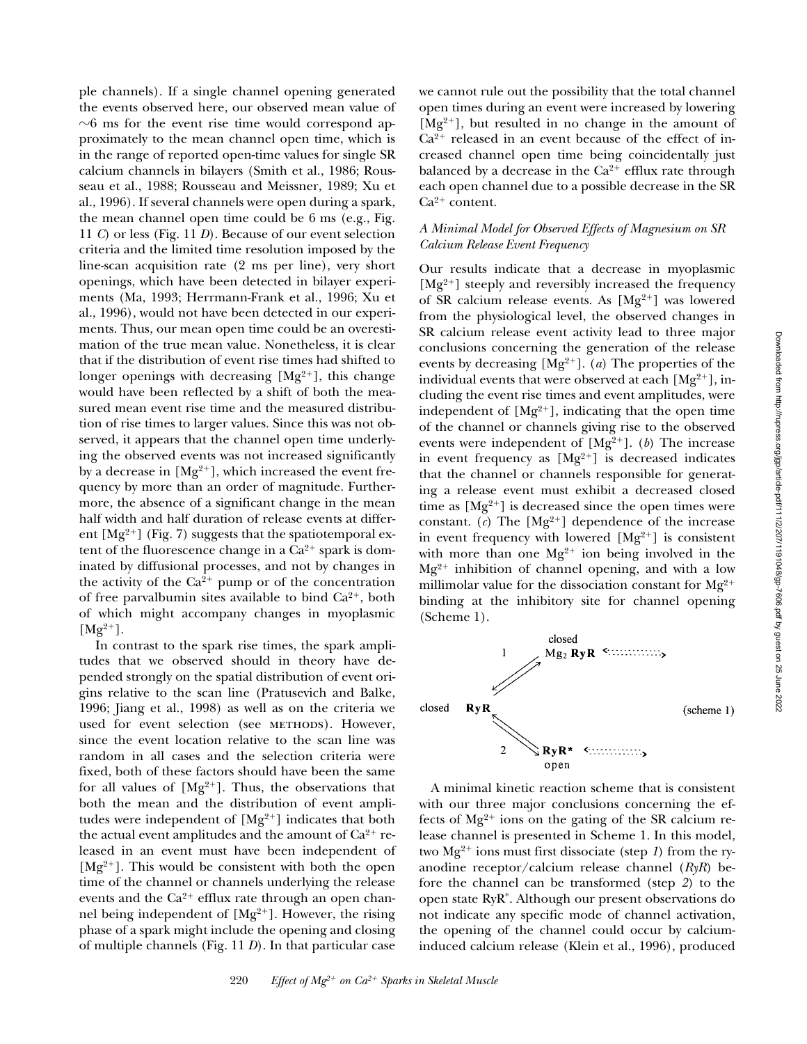ple channels). If a single channel opening generated the events observed here, our observed mean value of ~6 ms for the event rise time would correspond approximately to the mean channel open time, which is in the range of reported open-time values for single SR calcium channels in bilayers (Smith et al., 1986; Rousseau et al., 1988; Rousseau and Meissner, 1989; Xu et al., 1996). If several channels were open during a spark, the mean channel open time could be 6 ms (e.g., Fig. 11 *C*) or less (Fig. 11 *D*). Because of our event selection criteria and the limited time resolution imposed by the line-scan acquisition rate (2 ms per line), very short openings, which have been detected in bilayer experiments (Ma, 1993; Herrmann-Frank et al., 1996; Xu et al., 1996), would not have been detected in our experiments. Thus, our mean open time could be an overestimation of the true mean value. Nonetheless, it is clear that if the distribution of event rise times had shifted to longer openings with decreasing $[Mg^{2+}]$, this change would have been reflected by a shift of both the measured mean event rise time and the measured distribution of rise times to larger values. Since this was not observed, it appears that the channel open time underlying the observed events was not increased significantly by a decrease in $[Mg^{2+}]$, which increased the event frequency by more than an order of magnitude. Furthermore, the absence of a significant change in the mean half width and half duration of release events at different $[Mg^{2+}]$ (Fig. 7) suggests that the spatiotemporal extent of the fluorescence change in a $Ca^{2+}$ spark is dominated by diffusional processes, and not by changes in the activity of the $Ca^{2+}$ pump or of the concentration of free parvalbumin sites available to bind $Ca^{2+}$, both of which might accompany changes in myoplasmic $[Mg^{2+}]$.

In contrast to the spark rise times, the spark amplitudes that we observed should in theory have depended strongly on the spatial distribution of event origins relative to the scan line (Pratusevich and Balke, 1996; Jiang et al., 1998) as well as on the criteria we used for event selection (see METHODS). However, since the event location relative to the scan line was random in all cases and the selection criteria were fixed, both of these factors should have been the same for all values of $[Mg^{2+}]$. Thus, the observations that both the mean and the distribution of event amplitudes were independent of $[Mg^{2+}]$ indicates that both the actual event amplitudes and the amount of $Ca^{2+}$ released in an event must have been independent of $[Mg^{2+}]$. This would be consistent with both the open time of the channel or channels underlying the release events and the $Ca^{2+}$ efflux rate through an open channel being independent of $[Mg^{2+}]$. However, the rising phase of a spark might include the opening and closing of multiple channels (Fig. 11 *D*). In that particular case we cannot rule out the possibility that the total channel open times during an event were increased by lowering $[Mg^{2+}]$, but resulted in no change in the amount of $Ca^{2+}$ released in an event because of the effect of increased channel open time being coincidentally just balanced by a decrease in the $Ca^{2+}$ efflux rate through each open channel due to a possible decrease in the SR $Ca^{2+}$ content.

### *A Minimal Model for Observed Effects of Magnesium on SR Calcium Release Event Frequency*

Our results indicate that a decrease in myoplasmic $[Mg^{2+}]$ steeply and reversibly increased the frequency of SR calcium release events. As $[Mg^{2+}]$ was lowered from the physiological level, the observed changes in SR calcium release event activity lead to three major conclusions concerning the generation of the release events by decreasing $[Mg^{2+}]$. (*a*) The properties of the individual events that were observed at each $[Mg^{2+}]$, including the event rise times and event amplitudes, were independent of $[Mg^{2+}]$, indicating that the open time of the channel or channels giving rise to the observed events were independent of $[Mg^{2+}]$. (*b*) The increase in event frequency as $[Mg^{2+}]$ is decreased indicates that the channel or channels responsible for generating a release event must exhibit a decreased closed time as $[Mg^{2+}]$ is decreased since the open times were constant. (*c*) The $[Mg^{2+}]$ dependence of the increase in event frequency with lowered $[Mg^{2+}]$ is consistent with more than one $Mg^{2+}$ ion being involved in the $Mg^{2+}$ inhibition of channel opening, and with a low millimolar value for the dissociation constant for $Mg^{2+}$ binding at the inhibitory site for channel opening (Scheme 1).

$$
\text{closed } \mathbf{RyR} \underset{}{\overset{1}{\rightleftharpoons}} \text{closed } Mg_2\,\mathbf{RyR}
\qquad
\text{closed } \mathbf{RyR} \underset{}{\overset{2}{\rightleftharpoons}} \text{open } \mathbf{RyR^*}
\qquad \text{(scheme 1)}
$$

A minimal kinetic reaction scheme that is consistent with our three major conclusions concerning the effects of $Mg^{2+}$ ions on the gating of the SR calcium release channel is presented in Scheme 1. In this model, two $Mg^{2+}$ ions must first dissociate (step *1*) from the ryanodine receptor/calcium release channel (*RyR*) before the channel can be transformed (step *2*) to the open state $RyR^*$. Although our present observations do not indicate any specific mode of channel activation, the opening of the channel could occur by calcium-induced calcium release (Klein et al., 1996), produced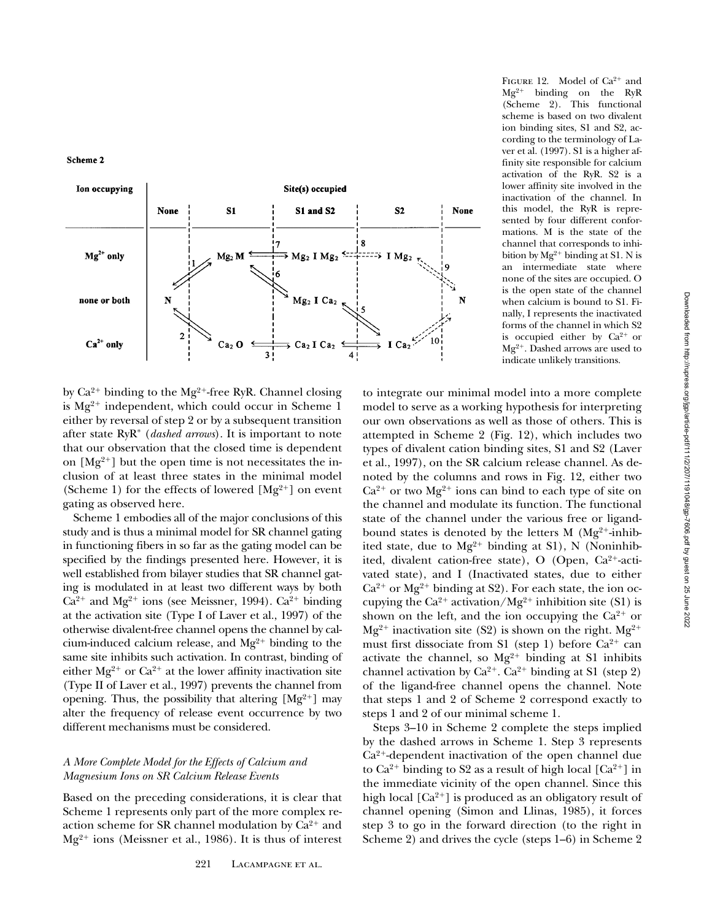Scheme 2

| Ion occupying | None | S1 | S1 and S2 | S2 | None |
|---|---|---|---|---|---|
| $Mg^{2+}$ only | | $Mg_2$ M | $Mg_2$ I $Mg_2$ | I $Mg_2$ | |
| none or both | N | | $Mg_2$ I $Ca_2$ | | N |
| $Ca^{2+}$ only | | $Ca_2$ O | $Ca_2$ I $Ca_2$ | I $Ca_2$ | |

FIGURE 12. Model of $Ca^{2+}$ and $Mg^{2+}$ binding on the RyR (Scheme 2). This functional scheme is based on two divalent ion binding sites, S1 and S2, according to the terminology of Laver et al. (1997). S1 is a higher affinity site responsible for calcium activation of the RyR. S2 is a lower affinity site involved in the inactivation of the channel. In this model, the RyR is represented by four different conformations. M is the state of the channel that corresponds to inhibition by $Mg^{2+}$ binding at S1. N is an intermediate state where none of the sites are occupied. O is the open state of the channel when calcium is bound to S1. Finally, I represents the inactivated forms of the channel in which S2 is occupied either by $Ca^{2+}$ or $Mg^{2+}$. Dashed arrows are used to indicate unlikely transitions.

by $Ca^{2+}$ binding to the $Mg^{2+}$-free RyR. Channel closing is $Mg^{2+}$ independent, which could occur in Scheme 1 either by reversal of step 2 or by a subsequent transition after state RyR* (*dashed arrows*). It is important to note that our observation that the closed time is dependent on $[Mg^{2+}]$ but the open time is not necessitates the inclusion of at least three states in the minimal model (Scheme 1) for the effects of lowered $[Mg^{2+}]$ on event gating as observed here.

Scheme 1 embodies all of the major conclusions of this study and is thus a minimal model for SR channel gating in functioning fibers in so far as the gating model can be specified by the findings presented here. However, it is well established from bilayer studies that SR channel gating is modulated in at least two different ways by both $Ca^{2+}$ and $Mg^{2+}$ ions (see Meissner, 1994). $Ca^{2+}$ binding at the activation site (Type I of Laver et al., 1997) of the otherwise divalent-free channel opens the channel by calcium-induced calcium release, and $Mg^{2+}$ binding to the same site inhibits such activation. In contrast, binding of either $Mg^{2+}$ or $Ca^{2+}$ at the lower affinity inactivation site (Type II of Laver et al., 1997) prevents the channel from opening. Thus, the possibility that altering $[Mg^{2+}]$ may alter the frequency of release event occurrence by two different mechanisms must be considered.

### *A More Complete Model for the Effects of Calcium and Magnesium Ions on SR Calcium Release Events*

Based on the preceding considerations, it is clear that Scheme 1 represents only part of the more complex reaction scheme for SR channel modulation by $Ca^{2+}$ and $Mg^{2+}$ ions (Meissner et al., 1986). It is thus of interest to integrate our minimal model into a more complete model to serve as a working hypothesis for interpreting our own observations as well as those of others. This is attempted in Scheme 2 (Fig. 12), which includes two types of divalent cation binding sites, S1 and S2 (Laver et al., 1997), on the SR calcium release channel. As denoted by the columns and rows in Fig. 12, either two $Ca^{2+}$ or two $Mg^{2+}$ ions can bind to each type of site on the channel and modulate its function. The functional state of the channel under the various free or ligand-bound states is denoted by the letters M ($Mg^{2+}$-inhibited state, due to $Mg^{2+}$ binding at S1), N (Noninhibited, divalent cation-free state), O (Open, $Ca^{2+}$-activated state), and I (Inactivated states, due to either $Ca^{2+}$ or $Mg^{2+}$ binding at S2). For each state, the ion occupying the $Ca^{2+}$ activation/$Mg^{2+}$ inhibition site (S1) is shown on the left, and the ion occupying the $Ca^{2+}$ or $Mg^{2+}$ inactivation site (S2) is shown on the right. $Mg^{2+}$ must first dissociate from S1 (step 1) before $Ca^{2+}$ can activate the channel, so $Mg^{2+}$ binding at S1 inhibits channel activation by $Ca^{2+}$. $Ca^{2+}$ binding at S1 (step 2) of the ligand-free channel opens the channel. Note that steps 1 and 2 of Scheme 2 correspond exactly to steps 1 and 2 of our minimal scheme 1.

Steps 3–10 in Scheme 2 complete the steps implied by the dashed arrows in Scheme 1. Step 3 represents $Ca^{2+}$-dependent inactivation of the open channel due to $Ca^{2+}$ binding to S2 as a result of high local $[Ca^{2+}]$ in the immediate vicinity of the open channel. Since this high local $[Ca^{2+}]$ is produced as an obligatory result of channel opening (Simon and Llinas, 1985), it forces step 3 to go in the forward direction (to the right in Scheme 2) and drives the cycle (steps 1–6) in Scheme 2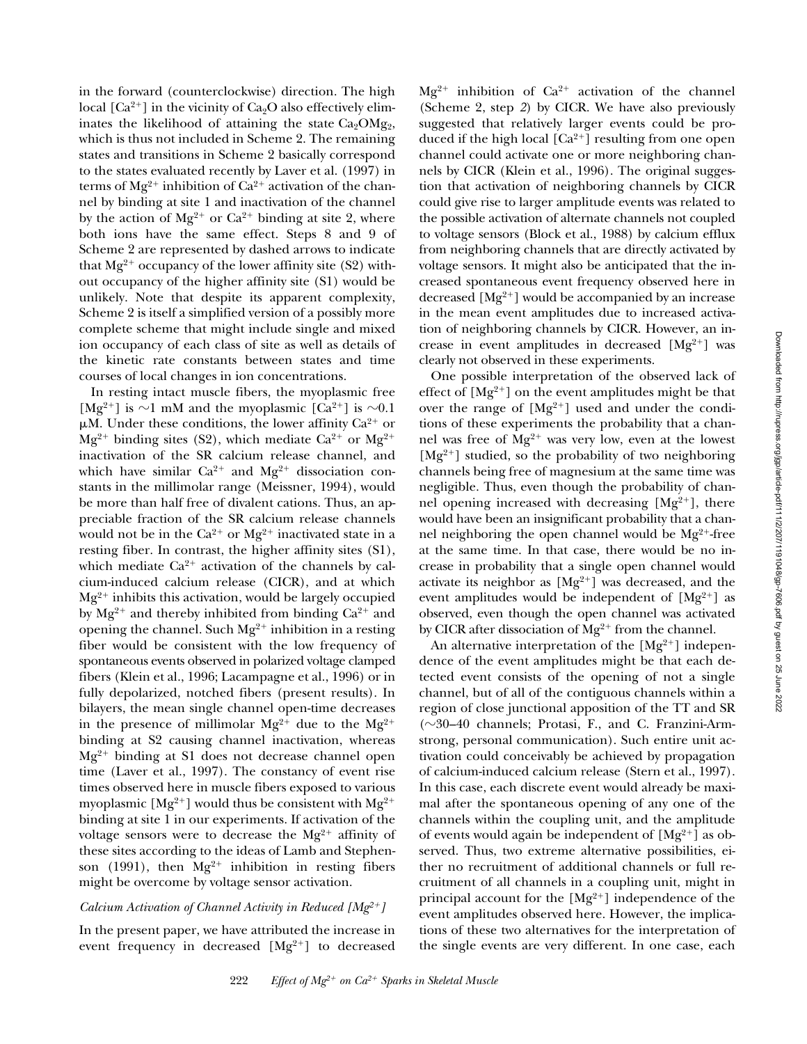in the forward (counterclockwise) direction. The high local [$Ca^{2+}$] in the vicinity of $Ca_2O$ also effectively eliminates the likelihood of attaining the state $Ca_2OMg_2$, which is thus not included in Scheme 2. The remaining states and transitions in Scheme 2 basically correspond to the states evaluated recently by Laver et al. (1997) in terms of $Mg^{2+}$ inhibition of $Ca^{2+}$ activation of the channel by binding at site 1 and inactivation of the channel by the action of $Mg^{2+}$ or $Ca^{2+}$ binding at site 2, where both ions have the same effect. Steps 8 and 9 of Scheme 2 are represented by dashed arrows to indicate that $Mg^{2+}$ occupancy of the lower affinity site (S2) without occupancy of the higher affinity site (S1) would be unlikely. Note that despite its apparent complexity, Scheme 2 is itself a simplified version of a possibly more complete scheme that might include single and mixed ion occupancy of each class of site as well as details of the kinetic rate constants between states and time courses of local changes in ion concentrations.

In resting intact muscle fibers, the myoplasmic free [$Mg^{2+}$] is ~1 mM and the myoplasmic [$Ca^{2+}$] is ~0.1 μM. Under these conditions, the lower affinity $Ca^{2+}$ or $Mg^{2+}$ binding sites (S2), which mediate $Ca^{2+}$ or $Mg^{2+}$ inactivation of the SR calcium release channel, and which have similar $Ca^{2+}$ and $Mg^{2+}$ dissociation constants in the millimolar range (Meissner, 1994), would be more than half free of divalent cations. Thus, an appreciable fraction of the SR calcium release channels would not be in the $Ca^{2+}$ or $Mg^{2+}$ inactivated state in a resting fiber. In contrast, the higher affinity sites (S1), which mediate $Ca^{2+}$ activation of the channels by calcium-induced calcium release (CICR), and at which $Mg^{2+}$ inhibits this activation, would be largely occupied by $Mg^{2+}$ and thereby inhibited from binding $Ca^{2+}$ and opening the channel. Such $Mg^{2+}$ inhibition in a resting fiber would be consistent with the low frequency of spontaneous events observed in polarized voltage clamped fibers (Klein et al., 1996; Lacampagne et al., 1996) or in fully depolarized, notched fibers (present results). In bilayers, the mean single channel open-time decreases in the presence of millimolar $Mg^{2+}$ due to the $Mg^{2+}$ binding at S2 causing channel inactivation, whereas $Mg^{2+}$ binding at S1 does not decrease channel open time (Laver et al., 1997). The constancy of event rise times observed here in muscle fibers exposed to various myoplasmic [$Mg^{2+}$] would thus be consistent with $Mg^{2+}$ binding at site 1 in our experiments. If activation of the voltage sensors were to decrease the $Mg^{2+}$ affinity of these sites according to the ideas of Lamb and Stephenson (1991), then $Mg^{2+}$ inhibition in resting fibers might be overcome by voltage sensor activation.

### *Calcium Activation of Channel Activity in Reduced [$Mg^{2+}$]*

In the present paper, we have attributed the increase in event frequency in decreased [$Mg^{2+}$] to decreased $Mg^{2+}$ inhibition of $Ca^{2+}$ activation of the channel (Scheme 2, step *2*) by CICR. We have also previously suggested that relatively larger events could be produced if the high local [$Ca^{2+}$] resulting from one open channel could activate one or more neighboring channels by CICR (Klein et al., 1996). The original suggestion that activation of neighboring channels by CICR could give rise to larger amplitude events was related to the possible activation of alternate channels not coupled to voltage sensors (Block et al., 1988) by calcium efflux from neighboring channels that are directly activated by voltage sensors. It might also be anticipated that the increased spontaneous event frequency observed here in decreased [$Mg^{2+}$] would be accompanied by an increase in the mean event amplitudes due to increased activation of neighboring channels by CICR. However, an increase in event amplitudes in decreased [$Mg^{2+}$] was clearly not observed in these experiments.

One possible interpretation of the observed lack of effect of [$Mg^{2+}$] on the event amplitudes might be that over the range of [$Mg^{2+}$] used and under the conditions of these experiments the probability that a channel was free of $Mg^{2+}$ was very low, even at the lowest [$Mg^{2+}$] studied, so the probability of two neighboring channels being free of magnesium at the same time was negligible. Thus, even though the probability of channel opening increased with decreasing [$Mg^{2+}$], there would have been an insignificant probability that a channel neighboring the open channel would be $Mg^{2+}$-free at the same time. In that case, there would be no increase in probability that a single open channel would activate its neighbor as [$Mg^{2+}$] was decreased, and the event amplitudes would be independent of [$Mg^{2+}$] as observed, even though the open channel was activated by CICR after dissociation of $Mg^{2+}$ from the channel.

An alternative interpretation of the [$Mg^{2+}$] independence of the event amplitudes might be that each detected event consists of the opening of not a single channel, but of all of the contiguous channels within a region of close junctional apposition of the TT and SR (~30–40 channels; Protasi, F., and C. Franzini-Armstrong, personal communication). Such entire unit activation could conceivably be achieved by propagation of calcium-induced calcium release (Stern et al., 1997). In this case, each discrete event would already be maximal after the spontaneous opening of any one of the channels within the coupling unit, and the amplitude of events would again be independent of [$Mg^{2+}$] as observed. Thus, two extreme alternative possibilities, either no recruitment of additional channels or full recruitment of all channels in a coupling unit, might in principal account for the [$Mg^{2+}$] independence of the event amplitudes observed here. However, the implications of these two alternatives for the interpretation of the single events are very different. In one case, each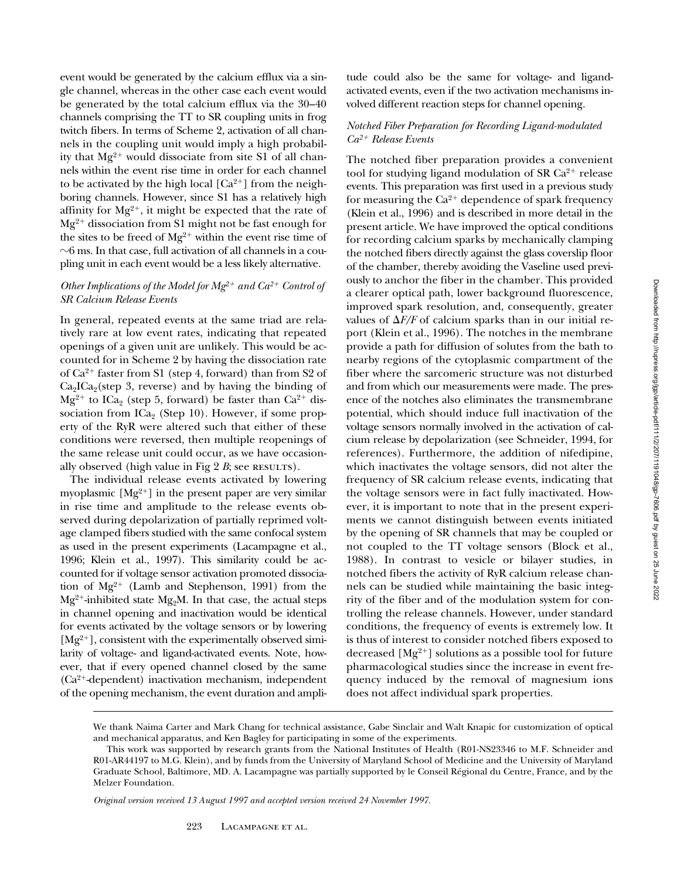event would be generated by the calcium efflux via a single channel, whereas in the other case each event would be generated by the total calcium efflux via the 30–40 channels comprising the TT to SR coupling units in frog twitch fibers. In terms of Scheme 2, activation of all channels in the coupling unit would imply a high probability that $Mg^{2+}$ would dissociate from site S1 of all channels within the event rise time in order for each channel to be activated by the high local $[Ca^{2+}]$ from the neighboring channels. However, since S1 has a relatively high affinity for $Mg^{2+}$, it might be expected that the rate of $Mg^{2+}$ dissociation from S1 might not be fast enough for the sites to be freed of $Mg^{2+}$ within the event rise time of ~6 ms. In that case, full activation of all channels in a coupling unit in each event would be a less likely alternative.

### *Other Implications of the Model for $Mg^{2+}$ and $Ca^{2+}$ Control of SR Calcium Release Events*

In general, repeated events at the same triad are relatively rare at low event rates, indicating that repeated openings of a given unit are unlikely. This would be accounted for in Scheme 2 by having the dissociation rate of $Ca^{2+}$ faster from S1 (step 4, forward) than from S2 of $Ca_2ICa_2$(step 3, reverse) and by having the binding of $Mg^{2+}$ to $ICa_2$ (step 5, forward) be faster than $Ca^{2+}$ dissociation from $ICa_2$ (Step 10). However, if some property of the RyR were altered such that either of these conditions were reversed, then multiple reopenings of the same release unit could occur, as we have occasionally observed (high value in Fig 2 *B*; see RESULTS).

The individual release events activated by lowering myoplasmic $[Mg^{2+}]$ in the present paper are very similar in rise time and amplitude to the release events observed during depolarization of partially reprimed voltage clamped fibers studied with the same confocal system as used in the present experiments (Lacampagne et al., 1996; Klein et al., 1997). This similarity could be accounted for if voltage sensor activation promoted dissociation of $Mg^{2+}$ (Lamb and Stephenson, 1991) from the $Mg^{2+}$-inhibited state $Mg_2M$. In that case, the actual steps in channel opening and inactivation would be identical for events activated by the voltage sensors or by lowering $[Mg^{2+}]$, consistent with the experimentally observed similarity of voltage- and ligand-activated events. Note, however, that if every opened channel closed by the same ($Ca^{2+}$-dependent) inactivation mechanism, independent of the opening mechanism, the event duration and amplitude could also be the same for voltage- and ligand-activated events, even if the two activation mechanisms involved different reaction steps for channel opening.

### *Notched Fiber Preparation for Recording Ligand-modulated $Ca^{2+}$ Release Events*

The notched fiber preparation provides a convenient tool for studying ligand modulation of SR $Ca^{2+}$ release events. This preparation was first used in a previous study for measuring the $Ca^{2+}$ dependence of spark frequency (Klein et al., 1996) and is described in more detail in the present article. We have improved the optical conditions for recording calcium sparks by mechanically clamping the notched fibers directly against the glass coverslip floor of the chamber, thereby avoiding the Vaseline used previously to anchor the fiber in the chamber. This provided a clearer optical path, lower background fluorescence, improved spark resolution, and, consequently, greater values of $\Delta F/F$ of calcium sparks than in our initial report (Klein et al., 1996). The notches in the membrane provide a path for diffusion of solutes from the bath to nearby regions of the cytoplasmic compartment of the fiber where the sarcomeric structure was not disturbed and from which our measurements were made. The presence of the notches also eliminates the transmembrane potential, which should induce full inactivation of the voltage sensors normally involved in the activation of calcium release by depolarization (see Schneider, 1994, for references). Furthermore, the addition of nifedipine, which inactivates the voltage sensors, did not alter the frequency of SR calcium release events, indicating that the voltage sensors were in fact fully inactivated. However, it is important to note that in the present experiments we cannot distinguish between events initiated by the opening of SR channels that may be coupled or not coupled to the TT voltage sensors (Block et al., 1988). In contrast to vesicle or bilayer studies, in notched fibers the activity of RyR calcium release channels can be studied while maintaining the basic integrity of the fiber and of the modulation system for controlling the release channels. However, under standard conditions, the frequency of events is extremely low. It is thus of interest to consider notched fibers exposed to decreased $[Mg^{2+}]$ solutions as a possible tool for future pharmacological studies since the increase in event frequency induced by the removal of magnesium ions does not affect individual spark properties.

---

We thank Naima Carter and Mark Chang for technical assistance, Gabe Sinclair and Walt Knapic for customization of optical and mechanical apparatus, and Ken Bagley for participating in some of the experiments.

This work was supported by research grants from the National Institutes of Health (R01-NS23346 to M.F. Schneider and R01-AR44197 to M.G. Klein), and by funds from the University of Maryland School of Medicine and the University of Maryland Graduate School, Baltimore, MD. A. Lacampagne was partially supported by le Conseil Régional du Centre, France, and by the Melzer Foundation.

*Original version received 13 August 1997 and accepted version received 24 November 1997.*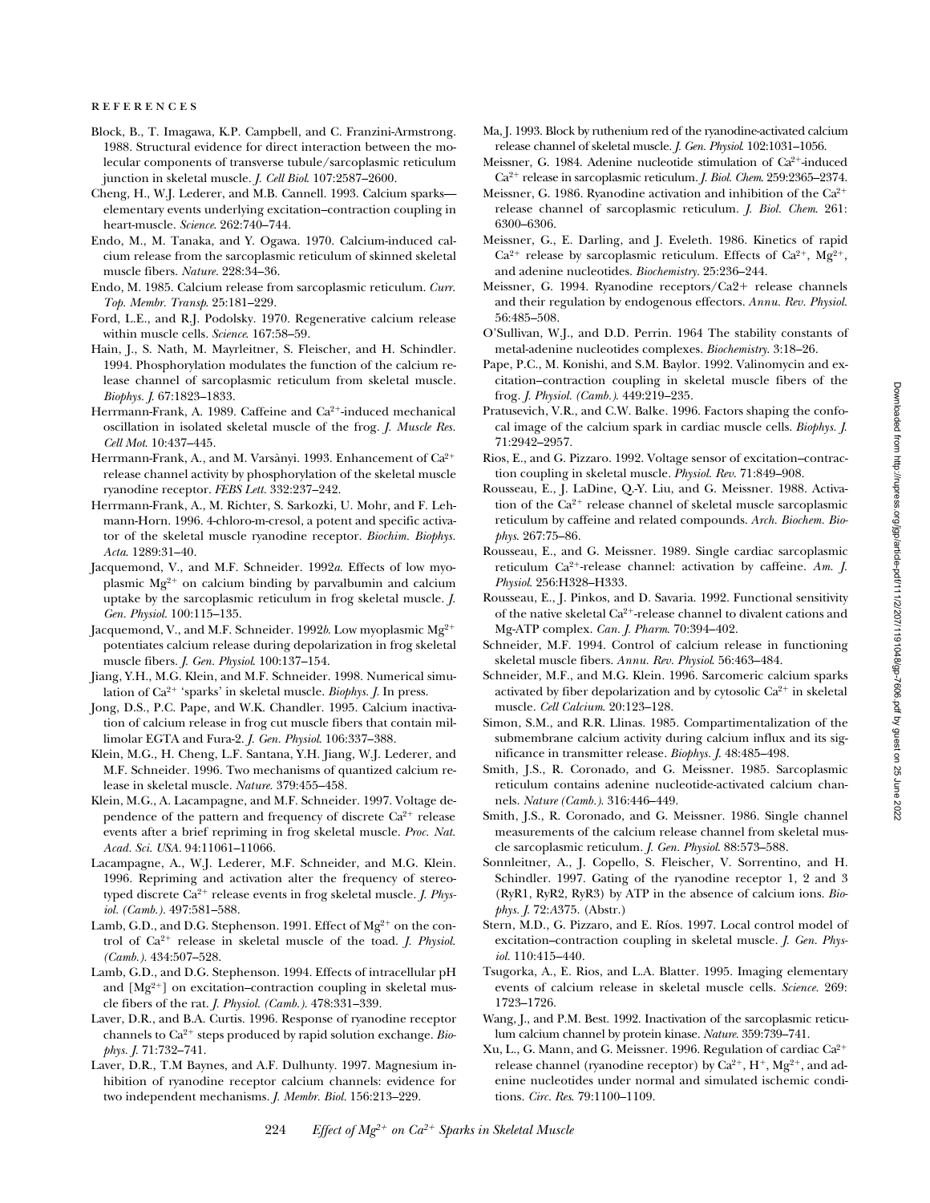## REFERENCES

Block, B., T. Imagawa, K.P. Campbell, and C. Franzini-Armstrong. 1988. Structural evidence for direct interaction between the molecular components of transverse tubule/sarcoplasmic reticulum junction in skeletal muscle. *J. Cell Biol.* 107:2587–2600.

Cheng, H., W.J. Lederer, and M.B. Cannell. 1993. Calcium sparks—elementary events underlying excitation–contraction coupling in heart-muscle. *Science.* 262:740–744.

Endo, M., M. Tanaka, and Y. Ogawa. 1970. Calcium-induced calcium release from the sarcoplasmic reticulum of skinned skeletal muscle fibers. *Nature.* 228:34–36.

Endo, M. 1985. Calcium release from sarcoplasmic reticulum. *Curr. Top. Membr. Transp.* 25:181–229.

Ford, L.E., and R.J. Podolsky. 1970. Regenerative calcium release within muscle cells. *Science.* 167:58–59.

Hain, J., S. Nath, M. Mayrleitner, S. Fleischer, and H. Schindler. 1994. Phosphorylation modulates the function of the calcium release channel of sarcoplasmic reticulum from skeletal muscle. *Biophys. J.* 67:1823–1833.

Herrmann-Frank, A. 1989. Caffeine and $Ca^{2+}$-induced mechanical oscillation in isolated skeletal muscle of the frog. *J. Muscle Res. Cell Mot.* 10:437–445.

Herrmann-Frank, A., and M. Varsànyi. 1993. Enhancement of $Ca^{2+}$ release channel activity by phosphorylation of the skeletal muscle ryanodine receptor. *FEBS Lett.* 332:237–242.

Herrmann-Frank, A., M. Richter, S. Sarkozki, U. Mohr, and F. Lehmann-Horn. 1996. 4-chloro-m-cresol, a potent and specific activator of the skeletal muscle ryanodine receptor. *Biochim. Biophys. Acta.* 1289:31–40.

Jacquemond, V., and M.F. Schneider. 1992*a*. Effects of low myoplasmic $Mg^{2+}$ on calcium binding by parvalbumin and calcium uptake by the sarcoplasmic reticulum in frog skeletal muscle. *J. Gen. Physiol.* 100:115–135.

Jacquemond, V., and M.F. Schneider. 1992*b*. Low myoplasmic $Mg^{2+}$ potentiates calcium release during depolarization in frog skeletal muscle fibers. *J. Gen. Physiol.* 100:137–154.

Jiang, Y.H., M.G. Klein, and M.F. Schneider. 1998. Numerical simulation of $Ca^{2+}$ 'sparks' in skeletal muscle. *Biophys. J.* In press.

Jong, D.S., P.C. Pape, and W.K. Chandler. 1995. Calcium inactivation of calcium release in frog cut muscle fibers that contain millimolar EGTA and Fura-2. *J. Gen. Physiol.* 106:337–388.

Klein, M.G., H. Cheng, L.F. Santana, Y.H. Jiang, W.J. Lederer, and M.F. Schneider. 1996. Two mechanisms of quantized calcium release in skeletal muscle. *Nature.* 379:455–458.

Klein, M.G., A. Lacampagne, and M.F. Schneider. 1997. Voltage dependence of the pattern and frequency of discrete $Ca^{2+}$ release events after a brief repriming in frog skeletal muscle. *Proc. Nat. Acad. Sci. USA.* 94:11061–11066.

Lacampagne, A., W.J. Lederer, M.F. Schneider, and M.G. Klein. 1996. Repriming and activation alter the frequency of stereotyped discrete $Ca^{2+}$ release events in frog skeletal muscle. *J. Physiol. (Camb.).* 497:581–588.

Lamb, G.D., and D.G. Stephenson. 1991. Effect of $Mg^{2+}$ on the control of $Ca^{2+}$ release in skeletal muscle of the toad. *J. Physiol. (Camb.).* 434:507–528.

Lamb, G.D., and D.G. Stephenson. 1994. Effects of intracellular pH and [$Mg^{2+}$] on excitation–contraction coupling in skeletal muscle fibers of the rat. *J. Physiol. (Camb.).* 478:331–339.

Laver, D.R., and B.A. Curtis. 1996. Response of ryanodine receptor channels to $Ca^{2+}$ steps produced by rapid solution exchange. *Biophys. J.* 71:732–741.

Laver, D.R., T.M Baynes, and A.F. Dulhunty. 1997. Magnesium inhibition of ryanodine receptor calcium channels: evidence for two independent mechanisms. *J. Membr. Biol.* 156:213–229.

Ma, J. 1993. Block by ruthenium red of the ryanodine-activated calcium release channel of skeletal muscle. *J. Gen. Physiol.* 102:1031–1056.

Meissner, G. 1984. Adenine nucleotide stimulation of $Ca^{2+}$-induced $Ca^{2+}$ release in sarcoplasmic reticulum. *J. Biol. Chem.* 259:2365–2374.

Meissner, G. 1986. Ryanodine activation and inhibition of the $Ca^{2+}$ release channel of sarcoplasmic reticulum. *J. Biol. Chem.* 261: 6300–6306.

Meissner, G., E. Darling, and J. Eveleth. 1986. Kinetics of rapid $Ca^{2+}$ release by sarcoplasmic reticulum. Effects of $Ca^{2+}$, $Mg^{2+}$, and adenine nucleotides. *Biochemistry.* 25:236–244.

Meissner, G. 1994. Ryanodine receptors/Ca2+ release channels and their regulation by endogenous effectors. *Annu. Rev. Physiol.* 56:485–508.

O'Sullivan, W.J., and D.D. Perrin. 1964 The stability constants of metal-adenine nucleotides complexes. *Biochemistry.* 3:18–26.

Pape, P.C., M. Konishi, and S.M. Baylor. 1992. Valinomycin and excitation–contraction coupling in skeletal muscle fibers of the frog. *J. Physiol. (Camb.).* 449:219–235.

Pratusevich, V.R., and C.W. Balke. 1996. Factors shaping the confocal image of the calcium spark in cardiac muscle cells. *Biophys. J.* 71:2942–2957.

Rios, E., and G. Pizzaro. 1992. Voltage sensor of excitation–contraction coupling in skeletal muscle. *Physiol. Rev.* 71:849–908.

Rousseau, E., J. LaDine, Q.-Y. Liu, and G. Meissner. 1988. Activation of the $Ca^{2+}$ release channel of skeletal muscle sarcoplasmic reticulum by caffeine and related compounds. *Arch. Biochem. Biophys.* 267:75–86.

Rousseau, E., and G. Meissner. 1989. Single cardiac sarcoplasmic reticulum $Ca^{2+}$-release channel: activation by caffeine. *Am. J. Physiol.* 256:H328–H333.

Rousseau, E., J. Pinkos, and D. Savaria. 1992. Functional sensitivity of the native skeletal $Ca^{2+}$-release channel to divalent cations and Mg-ATP complex. *Can. J. Pharm.* 70:394–402.

Schneider, M.F. 1994. Control of calcium release in functioning skeletal muscle fibers. *Annu. Rev. Physiol.* 56:463–484.

Schneider, M.F., and M.G. Klein. 1996. Sarcomeric calcium sparks activated by fiber depolarization and by cytosolic $Ca^{2+}$ in skeletal muscle. *Cell Calcium.* 20:123–128.

Simon, S.M., and R.R. Llinas. 1985. Compartimentalization of the submembrane calcium activity during calcium influx and its significance in transmitter release. *Biophys. J.* 48:485–498.

Smith, J.S., R. Coronado, and G. Meissner. 1985. Sarcoplasmic reticulum contains adenine nucleotide-activated calcium channels. *Nature (Camb.).* 316:446–449.

Smith, J.S., R. Coronado, and G. Meissner. 1986. Single channel measurements of the calcium release channel from skeletal muscle sarcoplasmic reticulum. *J. Gen. Physiol.* 88:573–588.

Sonnleitner, A., J. Copello, S. Fleischer, V. Sorrentino, and H. Schindler. 1997. Gating of the ryanodine receptor 1, 2 and 3 (RyR1, RyR2, RyR3) by ATP in the absence of calcium ions. *Biophys. J.* 72:*A*375. (Abstr.)

Stern, M.D., G. Pizzaro, and E. Ríos. 1997. Local control model of excitation–contraction coupling in skeletal muscle. *J. Gen. Physiol.* 110:415–440.

Tsugorka, A., E. Rios, and L.A. Blatter. 1995. Imaging elementary events of calcium release in skeletal muscle cells. *Science.* 269: 1723–1726.

Wang, J., and P.M. Best. 1992. Inactivation of the sarcoplasmic reticulum calcium channel by protein kinase. *Nature.* 359:739–741.

Xu, L., G. Mann, and G. Meissner. 1996. Regulation of cardiac $Ca^{2+}$ release channel (ryanodine receptor) by $Ca^{2+}$, $H^{+}$, $Mg^{2+}$, and adenine nucleotides under normal and simulated ischemic conditions. *Circ. Res.* 79:1100–1109.